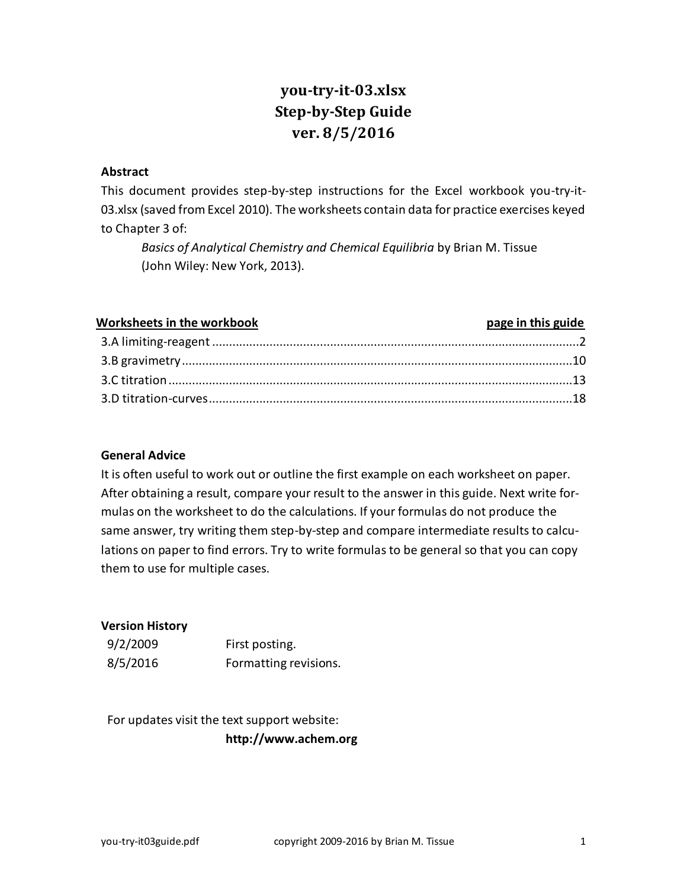# you-try-it-03.xlsx
# Step-by-Step Guide
# ver. 8/5/2016

**Abstract**

This document provides step-by-step instructions for the Excel workbook you-try-it-03.xlsx (saved from Excel 2010). The worksheets contain data for practice exercises keyed to Chapter 3 of:

> *Basics of Analytical Chemistry and Chemical Equilibria* by Brian M. Tissue (John Wiley: New York, 2013).

| Worksheets in the workbook | page in this guide |
|---|---|
| 3.A limiting-reagent | 2 |
| 3.B gravimetry | 10 |
| 3.C titration | 13 |
| 3.D titration-curves | 18 |

**General Advice**

It is often useful to work out or outline the first example on each worksheet on paper. After obtaining a result, compare your result to the answer in this guide. Next write formulas on the worksheet to do the calculations. If your formulas do not produce the same answer, try writing them step-by-step and compare intermediate results to calculations on paper to find errors. Try to write formulas to be general so that you can copy them to use for multiple cases.

**Version History**

| | |
|---|---|
| 9/2/2009 | First posting. |
| 8/5/2016 | Formatting revisions. |

For updates visit the text support website:

**http://www.achem.org**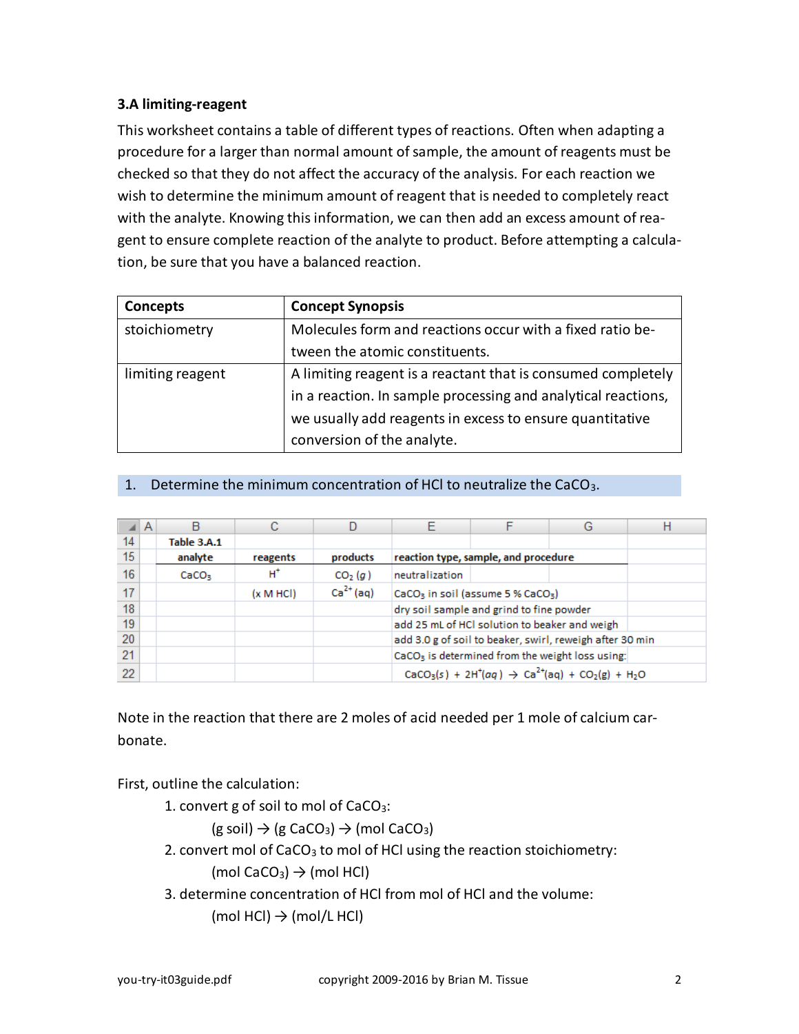### 3.A limiting-reagent

This worksheet contains a table of different types of reactions. Often when adapting a procedure for a larger than normal amount of sample, the amount of reagents must be checked so that they do not affect the accuracy of the analysis. For each reaction we wish to determine the minimum amount of reagent that is needed to completely react with the analyte. Knowing this information, we can then add an excess amount of reagent to ensure complete reaction of the analyte to product. Before attempting a calculation, be sure that you have a balanced reaction.

| Concepts | Concept Synopsis |
|---|---|
| stoichiometry | Molecules form and reactions occur with a fixed ratio between the atomic constituents. |
| limiting reagent | A limiting reagent is a reactant that is consumed completely in a reaction. In sample processing and analytical reactions, we usually add reagents in excess to ensure quantitative conversion of the analyte. |

1. Determine the minimum concentration of HCl to neutralize the $CaCO_3$.

| | A | B | C | D | E | F | G | H |
|---|---|---|---|---|---|---|---|---|
| 14 | | **Table 3.A.1** | | | | | | |
| 15 | | **analyte** | **reagents** | **products** | **reaction type, sample, and procedure** | | | |
| 16 | | $CaCO_3$ | $H^+$ | $CO_2$ (*g*) | neutralization | | | |
| 17 | | | (x M HCl) | $Ca^{2+}$ (aq) | $CaCO_3$ in soil (assume 5 % $CaCO_3$) | | | |
| 18 | | | | | dry soil sample and grind to fine powder | | | |
| 19 | | | | | add 25 mL of HCl solution to beaker and weigh | | | |
| 20 | | | | | add 3.0 g of soil to beaker, swirl, reweigh after 30 min | | | |
| 21 | | | | | $CaCO_3$ is determined from the weight loss using: | | | |
| 22 | | | | | $CaCO_3(s) + 2H^+(aq) \rightarrow Ca^{2+}(aq) + CO_2(g) + H_2O$ | | | |

Note in the reaction that there are 2 moles of acid needed per 1 mole of calcium carbonate.

First, outline the calculation:

1. convert g of soil to mol of $CaCO_3$:
   (g soil) → (g $CaCO_3$) → (mol $CaCO_3$)
2. convert mol of $CaCO_3$ to mol of HCl using the reaction stoichiometry:
   (mol $CaCO_3$) → (mol HCl)
3. determine concentration of HCl from mol of HCl and the volume:
   (mol HCl) → (mol/L HCl)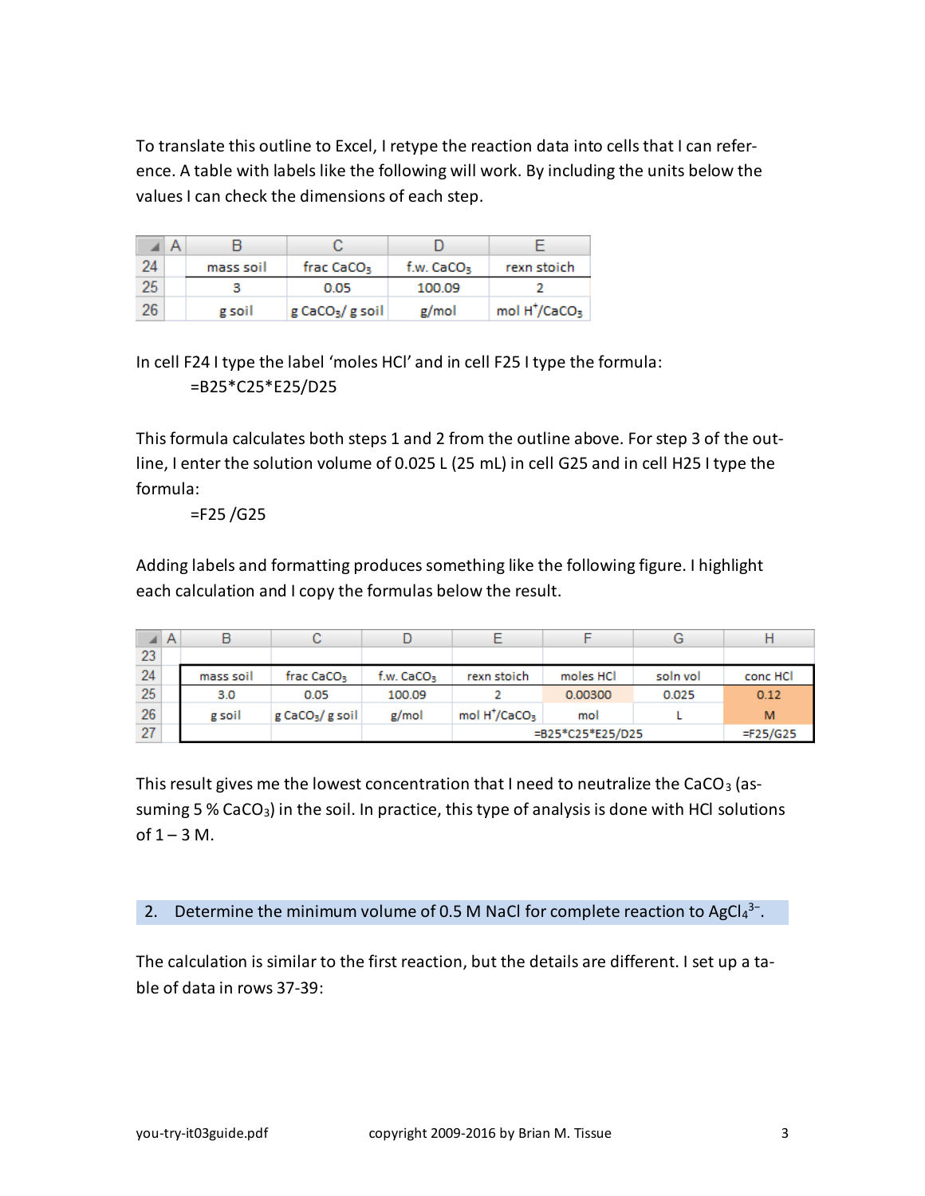To translate this outline to Excel, I retype the reaction data into cells that I can reference. A table with labels like the following will work. By including the units below the values I can check the dimensions of each step.

| | A | B | C | D | E |
|---|---|---|---|---|---|
| 24 | | mass soil | frac $CaCO_3$ | f.w. $CaCO_3$ | rexn stoich |
| 25 | | 3 | 0.05 | 100.09 | 2 |
| 26 | | g soil | g $CaCO_3$/ g soil | g/mol | mol $H^+$/$CaCO_3$ |

In cell F24 I type the label 'moles HCl' and in cell F25 I type the formula:

```
=B25*C25*E25/D25
```

This formula calculates both steps 1 and 2 from the outline above. For step 3 of the outline, I enter the solution volume of 0.025 L (25 mL) in cell G25 and in cell H25 I type the formula:

```
=F25 /G25
```

Adding labels and formatting produces something like the following figure. I highlight each calculation and I copy the formulas below the result.

| | A | B | C | D | E | F | G | H |
|---|---|---|---|---|---|---|---|---|
| 23 | | | | | | | | |
| 24 | | mass soil | frac $CaCO_3$ | f.w. $CaCO_3$ | rexn stoich | moles HCl | soln vol | conc HCl |
| 25 | | 3.0 | 0.05 | 100.09 | 2 | 0.00300 | 0.025 | 0.12 |
| 26 | | g soil | g $CaCO_3$/ g soil | g/mol | mol $H^+$/$CaCO_3$ | mol | L | M |
| 27 | | | | | | =B25*C25*E25/D25 | | =F25/G25 |

This result gives me the lowest concentration that I need to neutralize the $CaCO_3$ (assuming 5 % $CaCO_3$) in the soil. In practice, this type of analysis is done with HCl solutions of 1 – 3 M.

## 2. Determine the minimum volume of 0.5 M NaCl for complete reaction to $AgCl_4^{3-}$.

The calculation is similar to the first reaction, but the details are different. I set up a table of data in rows 37-39: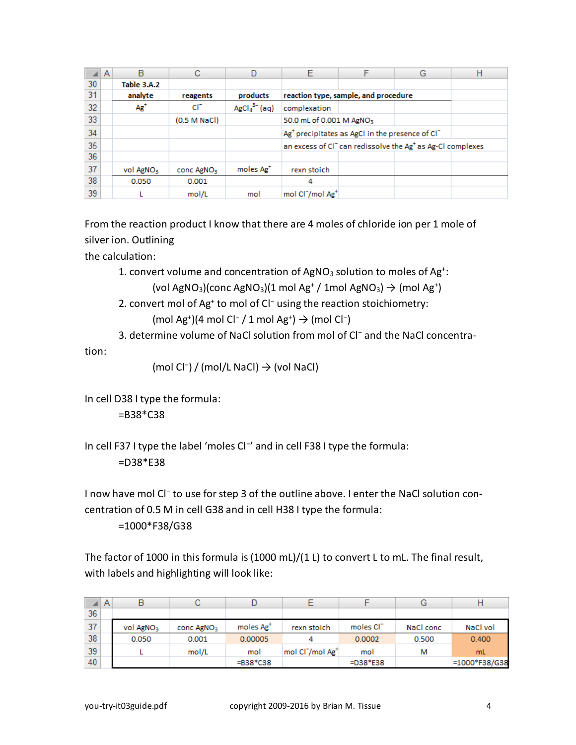| | A | B | C | D | E | F | G | H |
|---|---|---|---|---|---|---|---|---|
| 30 | | Table 3.A.2 | | | | | | |
| 31 | | analyte | reagents | products | reaction type, sample, and procedure | | | |
| 32 | | $Ag^+$ | $Cl^-$ | $AgCl_4^{3-}$ (aq) | complexation | | | |
| 33 | | | (0.5 M NaCl) | | 50.0 mL of 0.001 M $AgNO_3$ | | | |
| 34 | | | | | $Ag^+$ precipitates as AgCl in the presence of $Cl^-$ | | | |
| 35 | | | | | an excess of $Cl^-$ can redissolve the $Ag^+$ as Ag-Cl complexes | | | |
| 36 | | | | | | | | |
| 37 | | vol $AgNO_3$ | conc $AgNO_3$ | moles $Ag^+$ | rexn stoich | | | |
| 38 | | 0.050 | 0.001 | | 4 | | | |
| 39 | | L | mol/L | mol | mol $Cl^-$/mol $Ag^+$ | | | |

From the reaction product I know that there are 4 moles of chloride ion per 1 mole of silver ion. Outlining the calculation:

1. convert volume and concentration of $AgNO_3$ solution to moles of $Ag^+$:
   (vol $AgNO_3$)(conc $AgNO_3$)(1 mol $Ag^+$ / 1mol $AgNO_3$) → (mol $Ag^+$)
2. convert mol of $Ag^+$ to mol of $Cl^-$ using the reaction stoichiometry:
   (mol $Ag^+$)(4 mol $Cl^-$ / 1 mol $Ag^+$) → (mol $Cl^-$)
3. determine volume of NaCl solution from mol of $Cl^-$ and the NaCl concentration:
   (mol $Cl^-$) / (mol/L NaCl) → (vol NaCl)

In cell D38 I type the formula:

```
=B38*C38
```

In cell F37 I type the label 'moles $Cl^-$' and in cell F38 I type the formula:

```
=D38*E38
```

I now have mol $Cl^-$ to use for step 3 of the outline above. I enter the NaCl solution concentration of 0.5 M in cell G38 and in cell H38 I type the formula:

```
=1000*F38/G38
```

The factor of 1000 in this formula is (1000 mL)/(1 L) to convert L to mL. The final result, with labels and highlighting will look like:

| | A | B | C | D | E | F | G | H |
|---|---|---|---|---|---|---|---|---|
| 36 | | | | | | | | |
| 37 | | vol $AgNO_3$ | conc $AgNO_3$ | moles $Ag^+$ | rexn stoich | moles $Cl^-$ | NaCl conc | NaCl vol |
| 38 | | 0.050 | 0.001 | 0.00005 | 4 | 0.0002 | 0.500 | 0.400 |
| 39 | | L | mol/L | mol | mol $Cl^-$/mol $Ag^+$ | mol | M | mL |
| 40 | | | | =B38*C38 | | =D38*E38 | | =1000*F38/G38 |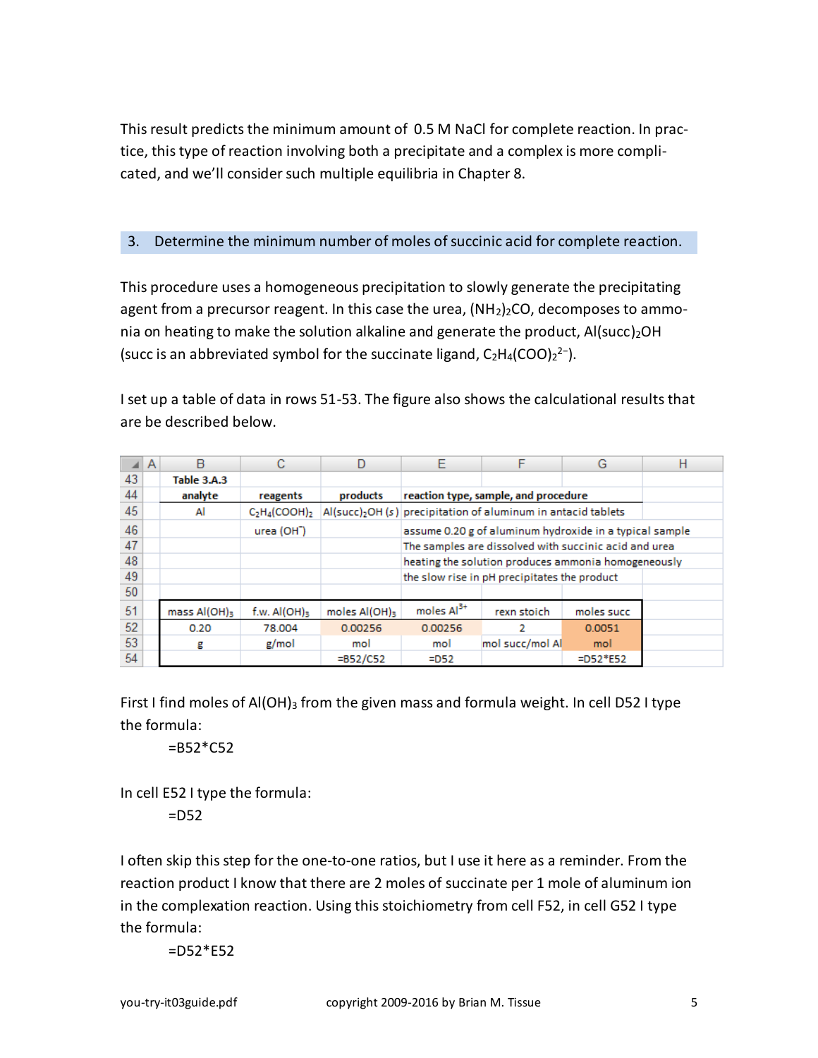This result predicts the minimum amount of 0.5 M NaCl for complete reaction. In practice, this type of reaction involving both a precipitate and a complex is more complicated, and we'll consider such multiple equilibria in Chapter 8.

## 3. Determine the minimum number of moles of succinic acid for complete reaction.

This procedure uses a homogeneous precipitation to slowly generate the precipitating agent from a precursor reagent. In this case the urea, $(NH_2)_2CO$, decomposes to ammonia on heating to make the solution alkaline and generate the product, $Al(succ)_2OH$ (succ is an abbreviated symbol for the succinate ligand, $C_2H_4(COO)_2^{2-}$).

I set up a table of data in rows 51-53. The figure also shows the calculational results that are be described below.

| | A | B | C | D | E | F | G | H |
|---|---|---|---|---|---|---|---|---|
| 43 | | Table 3.A.3 | | | | | | |
| 44 | | analyte | reagents | products | reaction type, sample, and procedure | | | |
| 45 | | Al | $C_2H_4(COOH)_2$ | $Al(succ)_2OH$ (*s*) | precipitation of aluminum in antacid tablets | | | |
| 46 | | | urea ($OH^-$) | | assume 0.20 g of aluminum hydroxide in a typical sample | | | |
| 47 | | | | | The samples are dissolved with succinic acid and urea | | | |
| 48 | | | | | heating the solution produces ammonia homogeneously | | | |
| 49 | | | | | the slow rise in pH precipitates the product | | | |
| 50 | | | | | | | | |
| 51 | | mass $Al(OH)_3$ | f.w. $Al(OH)_3$ | moles $Al(OH)_3$ | moles $Al^{3+}$ | rexn stoich | moles succ | |
| 52 | | 0.20 | 78.004 | 0.00256 | 0.00256 | 2 | 0.0051 | |
| 53 | | g | g/mol | mol | mol | mol succ/mol Al | mol | |
| 54 | | | | =B52/C52 | =D52 | | =D52*E52 | |

First I find moles of $Al(OH)_3$ from the given mass and formula weight. In cell D52 I type the formula:

```
=B52*C52
```

In cell E52 I type the formula:

```
=D52
```

I often skip this step for the one-to-one ratios, but I use it here as a reminder. From the reaction product I know that there are 2 moles of succinate per 1 mole of aluminum ion in the complexation reaction. Using this stoichiometry from cell F52, in cell G52 I type the formula:

```
=D52*E52
```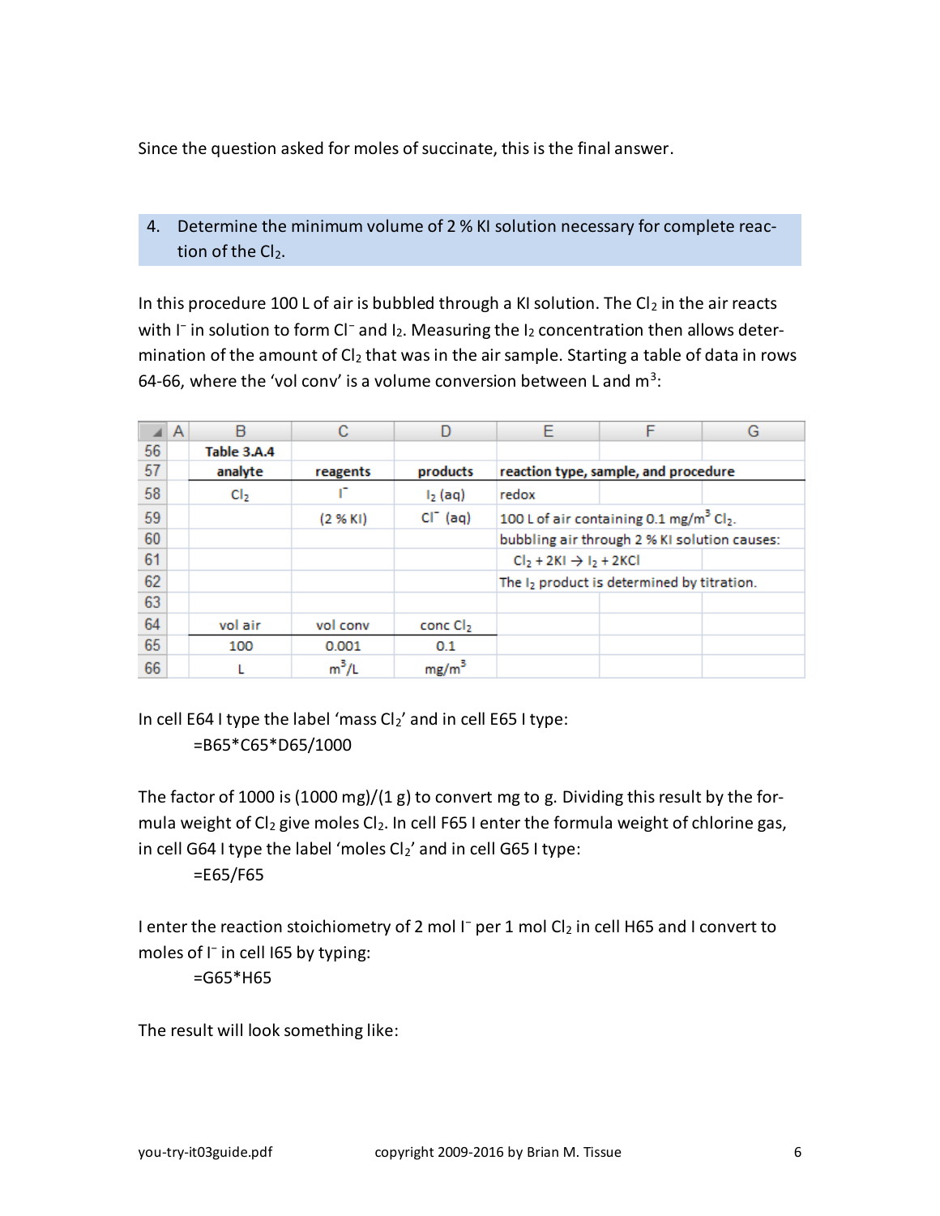Since the question asked for moles of succinate, this is the final answer.

4. Determine the minimum volume of 2 % KI solution necessary for complete reaction of the $Cl_2$.

In this procedure 100 L of air is bubbled through a KI solution. The $Cl_2$ in the air reacts with $I^-$ in solution to form $Cl^-$ and $I_2$. Measuring the $I_2$ concentration then allows determination of the amount of $Cl_2$ that was in the air sample. Starting a table of data in rows 64-66, where the 'vol conv' is a volume conversion between L and $m^3$:

| | A | B | C | D | E | F | G |
|---|---|---|---|---|---|---|---|
| 56 | | **Table 3.A.4** | | | | | |
| 57 | | **analyte** | **reagents** | **products** | **reaction type, sample, and procedure** | | |
| 58 | | $Cl_2$ | $I^-$ | $I_2$ (aq) | redox | | |
| 59 | | | (2 % KI) | $Cl^-$ (aq) | 100 L of air containing 0.1 mg/$m^3$ $Cl_2$. | | |
| 60 | | | | | bubbling air through 2 % KI solution causes: | | |
| 61 | | | | | $Cl_2 + 2KI \rightarrow I_2 + 2KCl$ | | |
| 62 | | | | | The $I_2$ product is determined by titration. | | |
| 63 | | | | | | | |
| 64 | | vol air | vol conv | conc $Cl_2$ | | | |
| 65 | | 100 | 0.001 | 0.1 | | | |
| 66 | | L | $m^3$/L | mg/$m^3$ | | | |

In cell E64 I type the label 'mass $Cl_2$' and in cell E65 I type:

```
=B65*C65*D65/1000
```

The factor of 1000 is (1000 mg)/(1 g) to convert mg to g. Dividing this result by the formula weight of $Cl_2$ give moles $Cl_2$. In cell F65 I enter the formula weight of chlorine gas, in cell G64 I type the label 'moles $Cl_2$' and in cell G65 I type:

```
=E65/F65
```

I enter the reaction stoichiometry of 2 mol $I^-$ per 1 mol $Cl_2$ in cell H65 and I convert to moles of $I^-$ in cell I65 by typing:

```
=G65*H65
```

The result will look something like: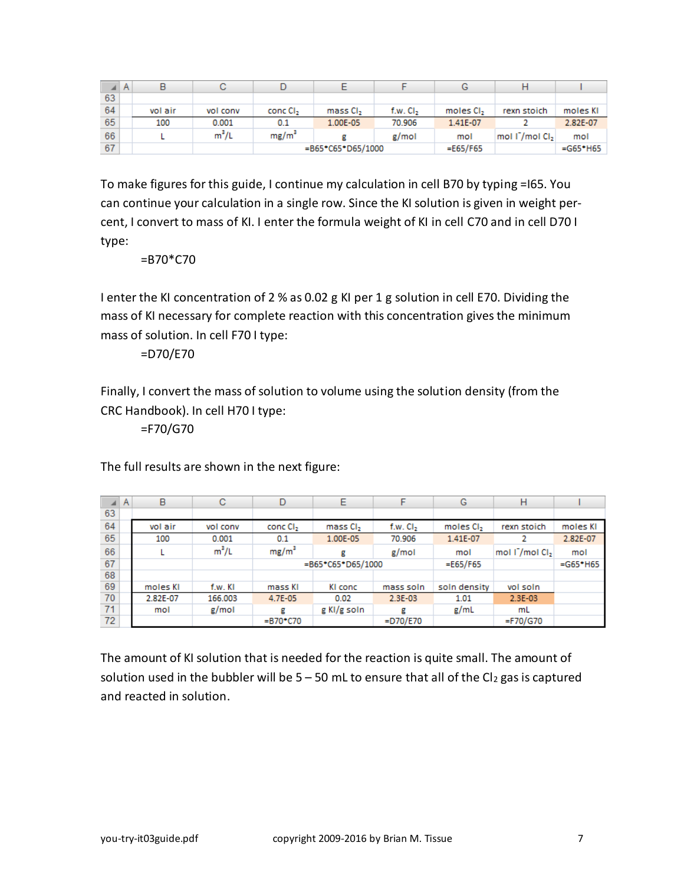| | A | B | C | D | E | F | G | H | I |
|---|---|---|---|---|---|---|---|---|---|
| 63 | | | | | | | | | |
| 64 | | vol air | vol conv | conc $Cl_2$ | mass $Cl_2$ | f.w. $Cl_2$ | moles $Cl_2$ | rexn stoich | moles KI |
| 65 | | 100 | 0.001 | 0.1 | 1.00E-05 | 70.906 | 1.41E-07 | 2 | 2.82E-07 |
| 66 | | L | $m^3$/L | mg/$m^3$ | g | g/mol | mol | mol $I^-$/mol $Cl_2$ | mol |
| 67 | | | | | =B65*C65*D65/1000 | | =E65/F65 | | =G65*H65 |

To make figures for this guide, I continue my calculation in cell B70 by typing =I65. You can continue your calculation in a single row. Since the KI solution is given in weight percent, I convert to mass of KI. I enter the formula weight of KI in cell C70 and in cell D70 I type:

=B70*C70

I enter the KI concentration of 2 % as 0.02 g KI per 1 g solution in cell E70. Dividing the mass of KI necessary for complete reaction with this concentration gives the minimum mass of solution. In cell F70 I type:

=D70/E70

Finally, I convert the mass of solution to volume using the solution density (from the CRC Handbook). In cell H70 I type:

=F70/G70

The full results are shown in the next figure:

| | A | B | C | D | E | F | G | H | I |
|---|---|---|---|---|---|---|---|---|---|
| 63 | | | | | | | | | |
| 64 | | vol air | vol conv | conc $Cl_2$ | mass $Cl_2$ | f.w. $Cl_2$ | moles $Cl_2$ | rexn stoich | moles KI |
| 65 | | 100 | 0.001 | 0.1 | 1.00E-05 | 70.906 | 1.41E-07 | 2 | 2.82E-07 |
| 66 | | L | $m^3$/L | mg/$m^3$ | g | g/mol | mol | mol $I^-$/mol $Cl_2$ | mol |
| 67 | | | | | =B65*C65*D65/1000 | | =E65/F65 | | =G65*H65 |
| 68 | | | | | | | | | |
| 69 | | moles KI | f.w. KI | mass KI | KI conc | mass soln | soln density | vol soln | |
| 70 | | 2.82E-07 | 166.003 | 4.7E-05 | 0.02 | 2.3E-03 | 1.01 | 2.3E-03 | |
| 71 | | mol | g/mol | g | g KI/g soln | g | g/mL | mL | |
| 72 | | | | =B70*C70 | | =D70/E70 | | =F70/G70 | |

The amount of KI solution that is needed for the reaction is quite small. The amount of solution used in the bubbler will be 5 – 50 mL to ensure that all of the $Cl_2$ gas is captured and reacted in solution.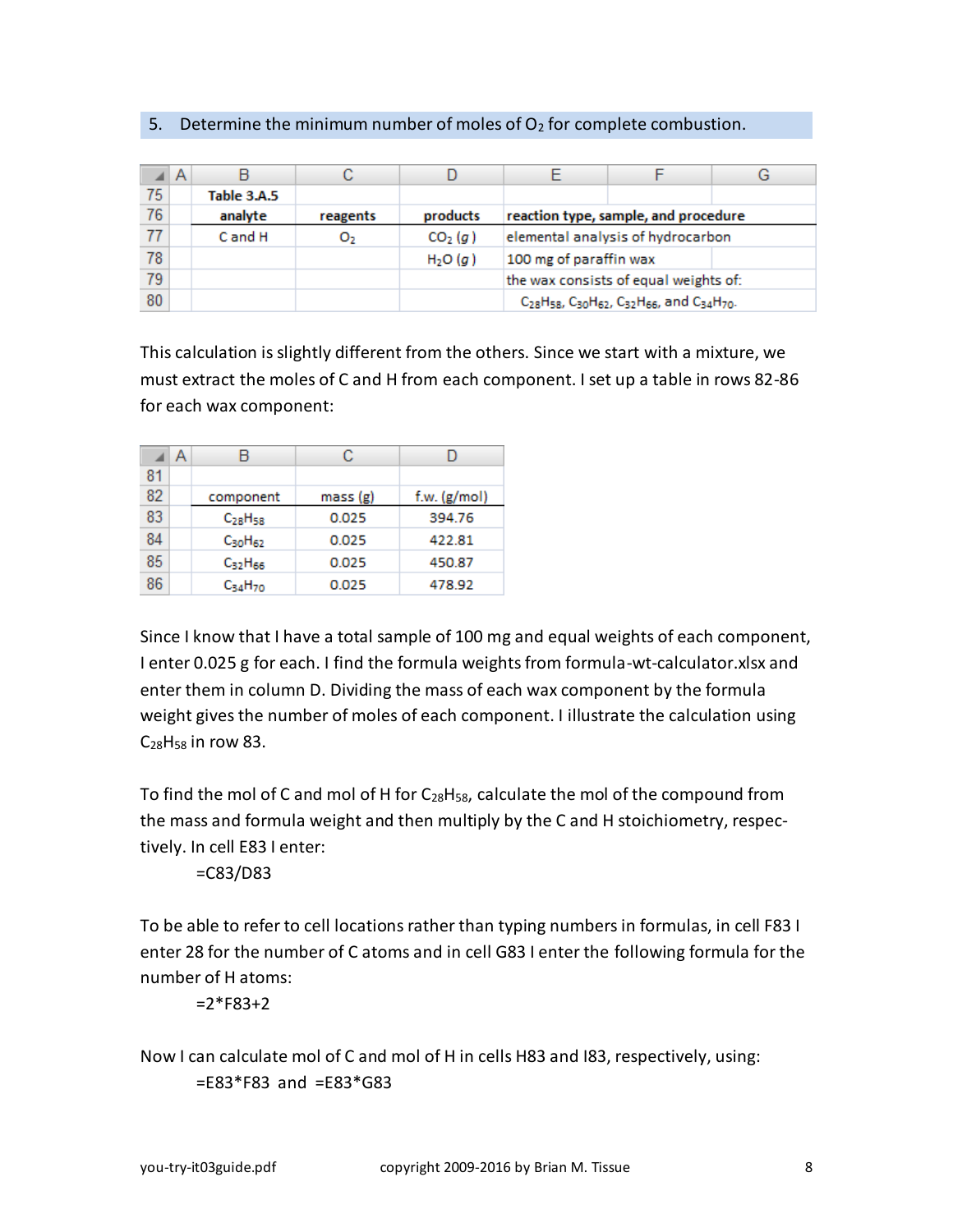5. Determine the minimum number of moles of $O_2$ for complete combustion.

| | A | B | C | D | E | F | G |
|---|---|---|---|---|---|---|---|
| 75 | | **Table 3.A.5** | | | | | |
| 76 | | **analyte** | **reagents** | **products** | **reaction type, sample, and procedure** | | |
| 77 | | C and H | $O_2$ | $CO_2$ (*g*) | elemental analysis of hydrocarbon | | |
| 78 | | | | $H_2O$ (*g*) | 100 mg of paraffin wax | | |
| 79 | | | | | the wax consists of equal weights of: | | |
| 80 | | | | | $C_{28}H_{58}$, $C_{30}H_{62}$, $C_{32}H_{66}$, and $C_{34}H_{70}$. | | |

This calculation is slightly different from the others. Since we start with a mixture, we must extract the moles of C and H from each component. I set up a table in rows 82-86 for each wax component:

| | A | B | C | D |
|---|---|---|---|---|
| 81 | | | | |
| 82 | | component | mass (g) | f.w. (g/mol) |
| 83 | | $C_{28}H_{58}$ | 0.025 | 394.76 |
| 84 | | $C_{30}H_{62}$ | 0.025 | 422.81 |
| 85 | | $C_{32}H_{66}$ | 0.025 | 450.87 |
| 86 | | $C_{34}H_{70}$ | 0.025 | 478.92 |

Since I know that I have a total sample of 100 mg and equal weights of each component, I enter 0.025 g for each. I find the formula weights from formula-wt-calculator.xlsx and enter them in column D. Dividing the mass of each wax component by the formula weight gives the number of moles of each component. I illustrate the calculation using $C_{28}H_{58}$ in row 83.

To find the mol of C and mol of H for $C_{28}H_{58}$, calculate the mol of the compound from the mass and formula weight and then multiply by the C and H stoichiometry, respectively. In cell E83 I enter:

```
=C83/D83
```

To be able to refer to cell locations rather than typing numbers in formulas, in cell F83 I enter 28 for the number of C atoms and in cell G83 I enter the following formula for the number of H atoms:

```
=2*F83+2
```

Now I can calculate mol of C and mol of H in cells H83 and I83, respectively, using:

```
=E83*F83  and  =E83*G83
```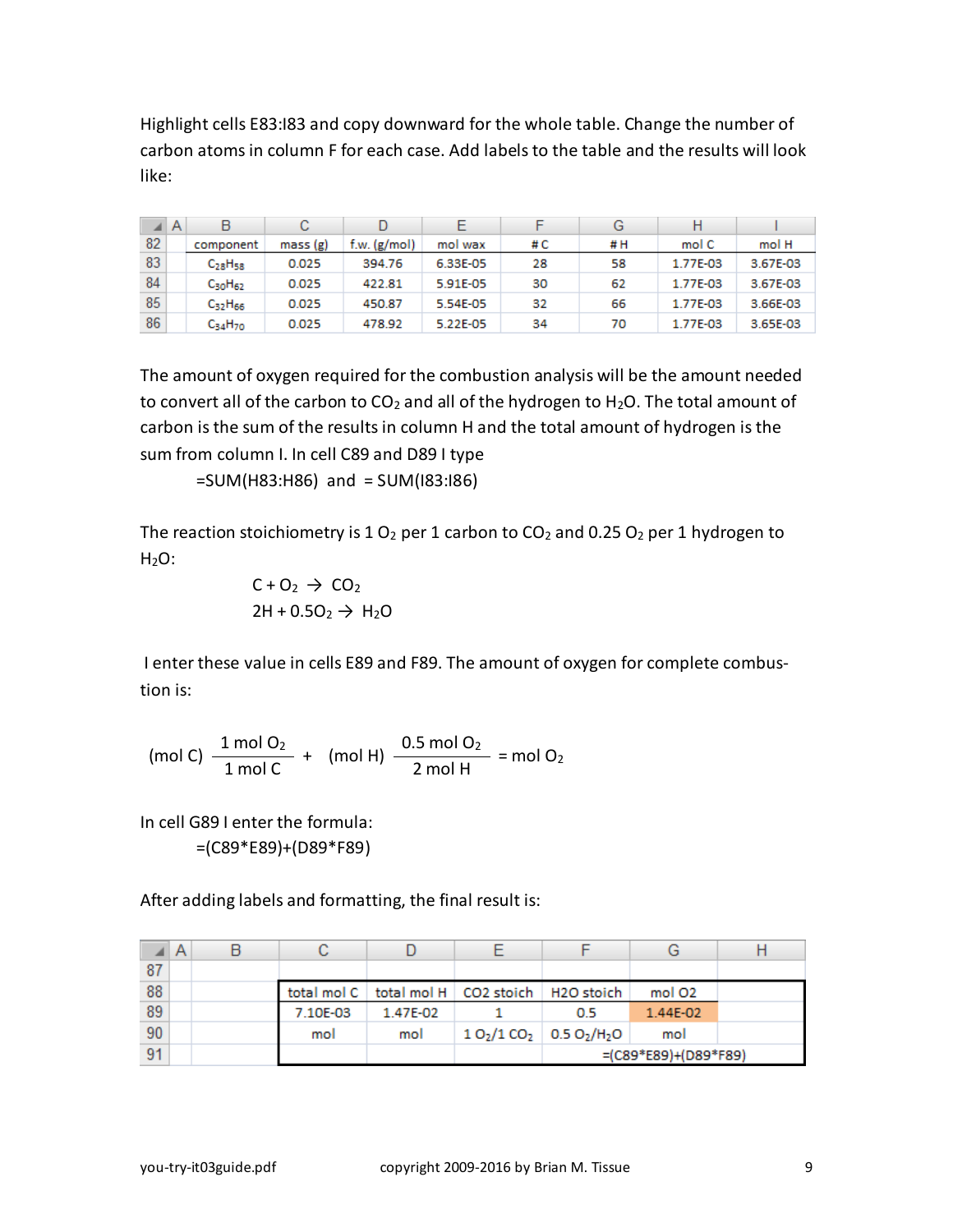Highlight cells E83:I83 and copy downward for the whole table. Change the number of carbon atoms in column F for each case. Add labels to the table and the results will look like:

| | A | B | C | D | E | F | G | H | I |
|---|---|---|---|---|---|---|---|---|---|
| 82 | | component | mass (g) | f.w. (g/mol) | mol wax | # C | # H | mol C | mol H |
| 83 | | $C_{28}H_{58}$ | 0.025 | 394.76 | 6.33E-05 | 28 | 58 | 1.77E-03 | 3.67E-03 |
| 84 | | $C_{30}H_{62}$ | 0.025 | 422.81 | 5.91E-05 | 30 | 62 | 1.77E-03 | 3.67E-03 |
| 85 | | $C_{32}H_{66}$ | 0.025 | 450.87 | 5.54E-05 | 32 | 66 | 1.77E-03 | 3.66E-03 |
| 86 | | $C_{34}H_{70}$ | 0.025 | 478.92 | 5.22E-05 | 34 | 70 | 1.77E-03 | 3.65E-03 |

The amount of oxygen required for the combustion analysis will be the amount needed to convert all of the carbon to $CO_2$ and all of the hydrogen to $H_2O$. The total amount of carbon is the sum of the results in column H and the total amount of hydrogen is the sum from column I. In cell C89 and D89 I type

=SUM(H83:H86) and = SUM(I83:I86)

The reaction stoichiometry is 1 $O_2$ per 1 carbon to $CO_2$ and 0.25 $O_2$ per 1 hydrogen to $H_2O$:

$$C + O_2 \rightarrow CO_2$$

$$2H + 0.5O_2 \rightarrow H_2O$$

I enter these value in cells E89 and F89. The amount of oxygen for complete combustion is:

$$(\text{mol C})\ \frac{1\ \text{mol}\ O_2}{1\ \text{mol C}} + (\text{mol H})\ \frac{0.5\ \text{mol}\ O_2}{2\ \text{mol H}} = \text{mol}\ O_2$$

In cell G89 I enter the formula:

=(C89*E89)+(D89*F89)

After adding labels and formatting, the final result is:

| | A | B | C | D | E | F | G | H |
|---|---|---|---|---|---|---|---|---|
| 87 | | | | | | | | |
| 88 | | | total mol C | total mol H | CO2 stoich | H2O stoich | mol O2 | |
| 89 | | | 7.10E-03 | 1.47E-02 | 1 | 0.5 | 1.44E-02 | |
| 90 | | | mol | mol | 1 $O_2$/1 $CO_2$ | 0.5 $O_2$/$H_2O$ | mol | |
| 91 | | | | | | | =(C89*E89)+(D89*F89) | |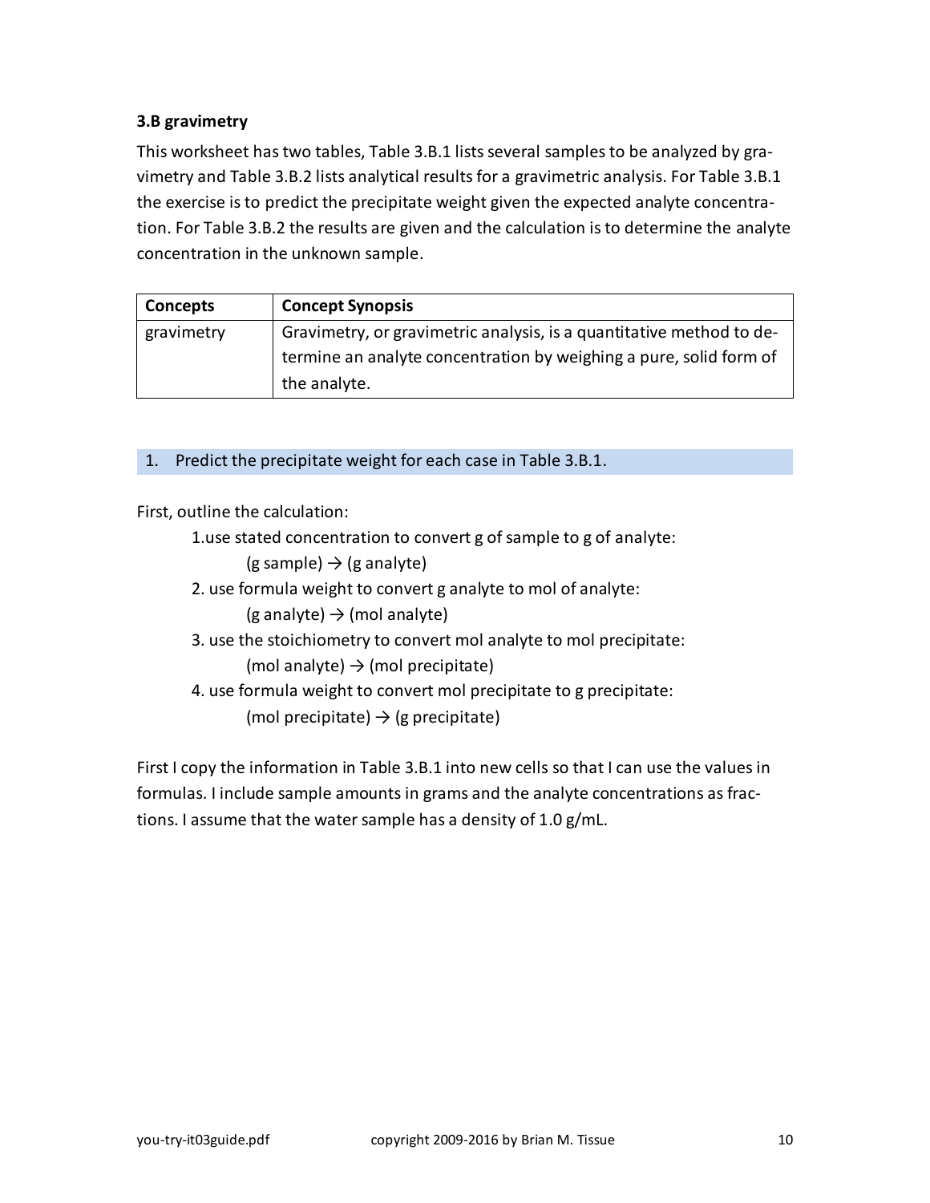### 3.B gravimetry

This worksheet has two tables, Table 3.B.1 lists several samples to be analyzed by gravimetry and Table 3.B.2 lists analytical results for a gravimetric analysis. For Table 3.B.1 the exercise is to predict the precipitate weight given the expected analyte concentration. For Table 3.B.2 the results are given and the calculation is to determine the analyte concentration in the unknown sample.

| Concepts | Concept Synopsis |
| --- | --- |
| gravimetry | Gravimetry, or gravimetric analysis, is a quantitative method to determine an analyte concentration by weighing a pure, solid form of the analyte. |

1. Predict the precipitate weight for each case in Table 3.B.1.

First, outline the calculation:

1. use stated concentration to convert g of sample to g of analyte:
   (g sample) → (g analyte)
2. use formula weight to convert g analyte to mol of analyte:
   (g analyte) → (mol analyte)
3. use the stoichiometry to convert mol analyte to mol precipitate:
   (mol analyte) → (mol precipitate)
4. use formula weight to convert mol precipitate to g precipitate:
   (mol precipitate) → (g precipitate)

First I copy the information in Table 3.B.1 into new cells so that I can use the values in formulas. I include sample amounts in grams and the analyte concentrations as fractions. I assume that the water sample has a density of 1.0 g/mL.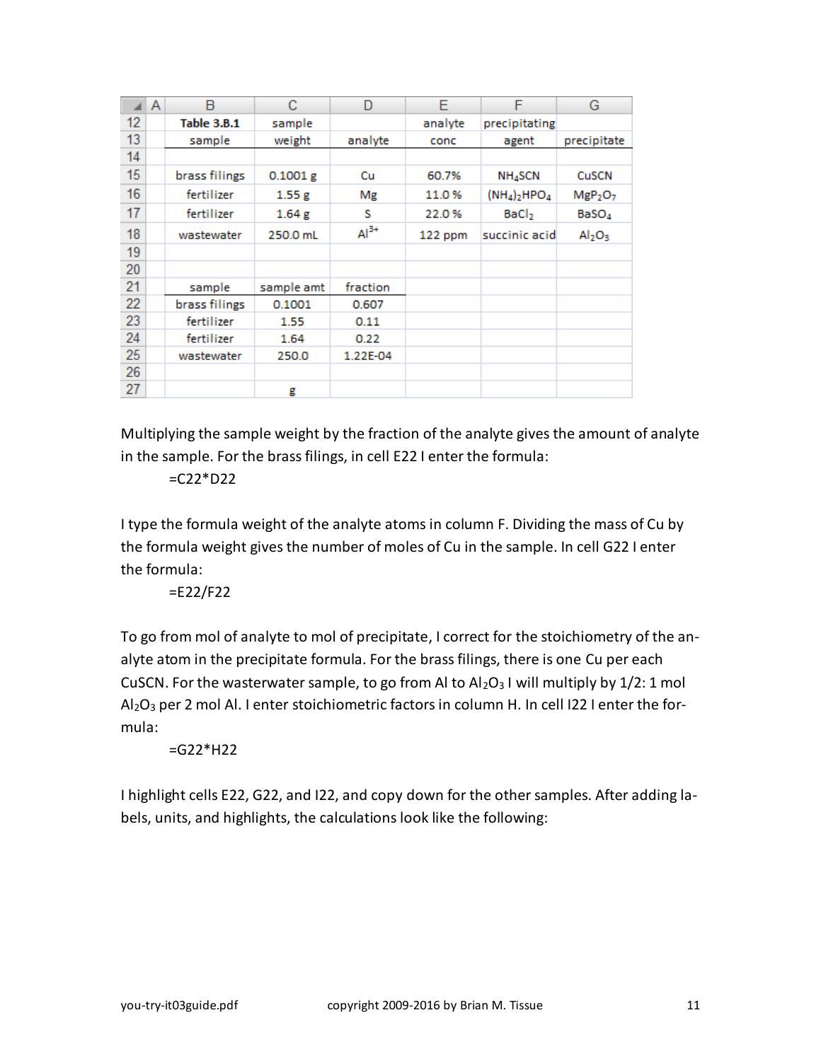| | A | B | C | D | E | F | G |
|---|---|---|---|---|---|---|---|
| 12 | | **Table 3.B.1** | sample | | analyte | precipitating | |
| 13 | | sample | weight | analyte | conc | agent | precipitate |
| 14 | | | | | | | |
| 15 | | brass filings | 0.1001 g | Cu | 60.7% | $NH_4SCN$ | CuSCN |
| 16 | | fertilizer | 1.55 g | Mg | 11.0 % | $(NH_4)_2HPO_4$ | $MgP_2O_7$ |
| 17 | | fertilizer | 1.64 g | S | 22.0 % | $BaCl_2$ | $BaSO_4$ |
| 18 | | wastewater | 250.0 mL | $Al^{3+}$ | 122 ppm | succinic acid | $Al_2O_3$ |
| 19 | | | | | | | |
| 20 | | | | | | | |
| 21 | | sample | sample amt | fraction | | | |
| 22 | | brass filings | 0.1001 | 0.607 | | | |
| 23 | | fertilizer | 1.55 | 0.11 | | | |
| 24 | | fertilizer | 1.64 | 0.22 | | | |
| 25 | | wastewater | 250.0 | 1.22E-04 | | | |
| 26 | | | | | | | |
| 27 | | | g | | | | |

Multiplying the sample weight by the fraction of the analyte gives the amount of analyte in the sample. For the brass filings, in cell E22 I enter the formula:

=C22*D22

I type the formula weight of the analyte atoms in column F. Dividing the mass of Cu by the formula weight gives the number of moles of Cu in the sample. In cell G22 I enter the formula:

=E22/F22

To go from mol of analyte to mol of precipitate, I correct for the stoichiometry of the analyte atom in the precipitate formula. For the brass filings, there is one Cu per each CuSCN. For the wasterwater sample, to go from Al to $Al_2O_3$ I will multiply by 1/2: 1 mol $Al_2O_3$ per 2 mol Al. I enter stoichiometric factors in column H. In cell I22 I enter the formula:

=G22*H22

I highlight cells E22, G22, and I22, and copy down for the other samples. After adding labels, units, and highlights, the calculations look like the following: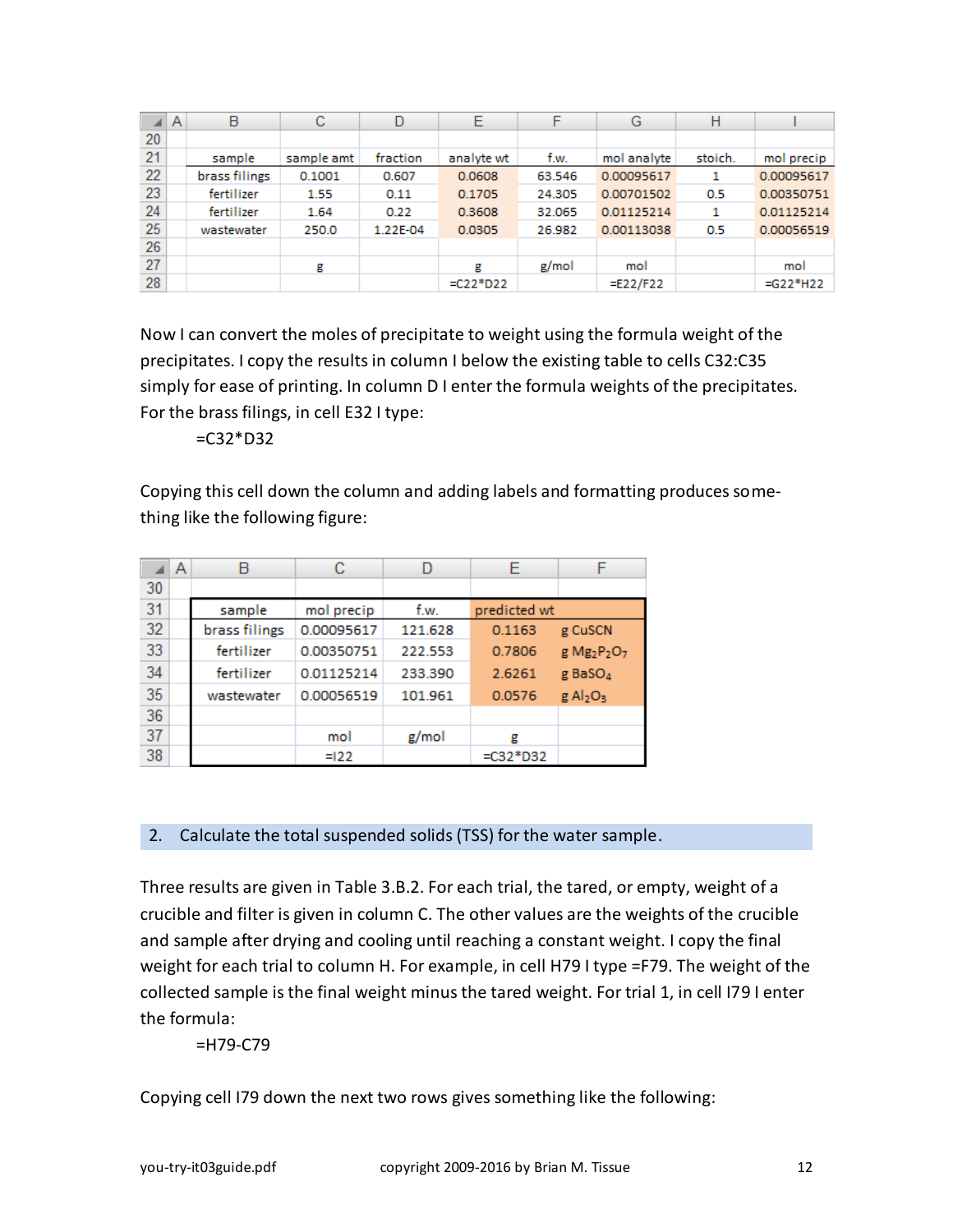|  | A | B | C | D | E | F | G | H | I |
|---|---|---|---|---|---|---|---|---|---|
| 20 |  |  |  |  |  |  |  |  |  |
| 21 |  | sample | sample amt | fraction | analyte wt | f.w. | mol analyte | stoich. | mol precip |
| 22 |  | brass filings | 0.1001 | 0.607 | 0.0608 | 63.546 | 0.00095617 | 1 | 0.00095617 |
| 23 |  | fertilizer | 1.55 | 0.11 | 0.1705 | 24.305 | 0.00701502 | 0.5 | 0.00350751 |
| 24 |  | fertilizer | 1.64 | 0.22 | 0.3608 | 32.065 | 0.01125214 | 1 | 0.01125214 |
| 25 |  | wastewater | 250.0 | 1.22E-04 | 0.0305 | 26.982 | 0.00113038 | 0.5 | 0.00056519 |
| 26 |  |  |  |  |  |  |  |  |  |
| 27 |  |  | g |  | g | g/mol | mol |  | mol |
| 28 |  |  |  |  | =C22*D22 |  | =E22/F22 |  | =G22*H22 |

Now I can convert the moles of precipitate to weight using the formula weight of the precipitates. I copy the results in column I below the existing table to cells C32:C35 simply for ease of printing. In column D I enter the formula weights of the precipitates. For the brass filings, in cell E32 I type:

=C32*D32

Copying this cell down the column and adding labels and formatting produces something like the following figure:

|  | A | B | C | D | E | F |
|---|---|---|---|---|---|---|
| 30 |  |  |  |  |  |  |
| 31 |  | sample | mol precip | f.w. | predicted wt |  |
| 32 |  | brass filings | 0.00095617 | 121.628 | 0.1163 | g CuSCN |
| 33 |  | fertilizer | 0.00350751 | 222.553 | 0.7806 | g $Mg_2P_2O_7$ |
| 34 |  | fertilizer | 0.01125214 | 233.390 | 2.6261 | g $BaSO_4$ |
| 35 |  | wastewater | 0.00056519 | 101.961 | 0.0576 | g $Al_2O_3$ |
| 36 |  |  |  |  |  |  |
| 37 |  |  | mol | g/mol | g |  |
| 38 |  |  | =I22 |  | =C32*D32 |  |

## 2. Calculate the total suspended solids (TSS) for the water sample.

Three results are given in Table 3.B.2. For each trial, the tared, or empty, weight of a crucible and filter is given in column C. The other values are the weights of the crucible and sample after drying and cooling until reaching a constant weight. I copy the final weight for each trial to column H. For example, in cell H79 I type =F79. The weight of the collected sample is the final weight minus the tared weight. For trial 1, in cell I79 I enter the formula:

=H79-C79

Copying cell I79 down the next two rows gives something like the following: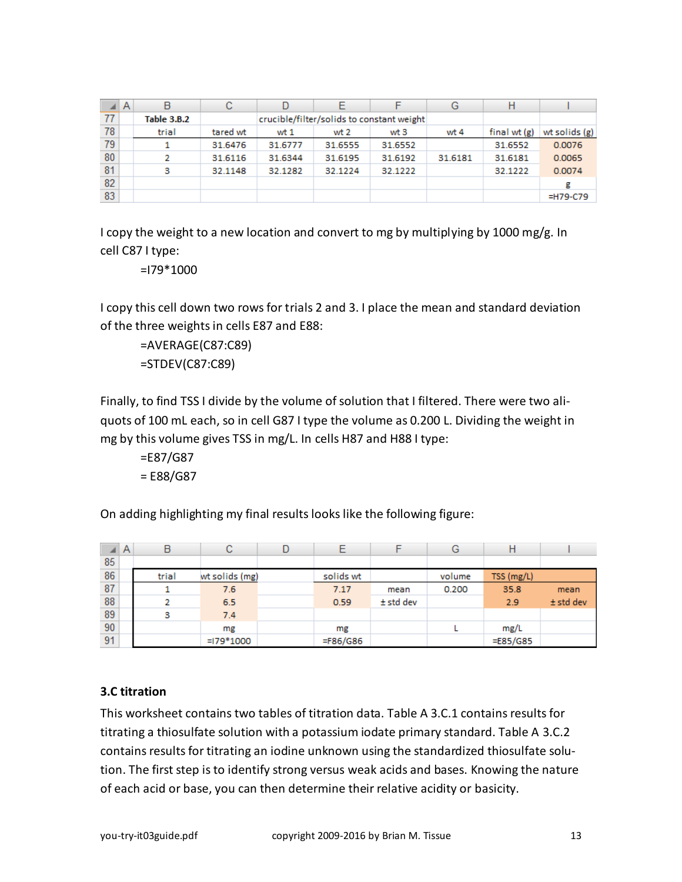| | A | B | C | D | E | F | G | H | I |
|---|---|---|---|---|---|---|---|---|---|
| 77 | | **Table 3.B.2** | | crucible/filter/solids to constant weight | | | | | |
| 78 | | trial | tared wt | wt 1 | wt 2 | wt 3 | wt 4 | final wt (g) | wt solids (g) |
| 79 | | 1 | 31.6476 | 31.6777 | 31.6555 | 31.6552 | | 31.6552 | 0.0076 |
| 80 | | 2 | 31.6116 | 31.6344 | 31.6195 | 31.6192 | 31.6181 | 31.6181 | 0.0065 |
| 81 | | 3 | 32.1148 | 32.1282 | 32.1224 | 32.1222 | | 32.1222 | 0.0074 |
| 82 | | | | | | | | | g |
| 83 | | | | | | | | | =H79-C79 |

I copy the weight to a new location and convert to mg by multiplying by 1000 mg/g. In cell C87 I type:

=I79*1000

I copy this cell down two rows for trials 2 and 3. I place the mean and standard deviation of the three weights in cells E87 and E88:

=AVERAGE(C87:C89)

=STDEV(C87:C89)

Finally, to find TSS I divide by the volume of solution that I filtered. There were two aliquots of 100 mL each, so in cell G87 I type the volume as 0.200 L. Dividing the weight in mg by this volume gives TSS in mg/L. In cells H87 and H88 I type:

=E87/G87

= E88/G87

On adding highlighting my final results looks like the following figure:

| | A | B | C | D | E | F | G | H | I |
|---|---|---|---|---|---|---|---|---|---|
| 85 | | | | | | | | | |
| 86 | | trial | wt solids (mg) | | solids wt | | volume | TSS (mg/L) | |
| 87 | | 1 | 7.6 | | 7.17 | mean | 0.200 | 35.8 | mean |
| 88 | | 2 | 6.5 | | 0.59 | ± std dev | | 2.9 | ± std dev |
| 89 | | 3 | 7.4 | | | | | | |
| 90 | | | mg | | mg | | L | mg/L | |
| 91 | | | =I79*1000 | | =F86/G86 | | | =E85/G85 | |

### 3.C titration

This worksheet contains two tables of titration data. Table A 3.C.1 contains results for titrating a thiosulfate solution with a potassium iodate primary standard. Table A 3.C.2 contains results for titrating an iodine unknown using the standardized thiosulfate solution. The first step is to identify strong versus weak acids and bases. Knowing the nature of each acid or base, you can then determine their relative acidity or basicity.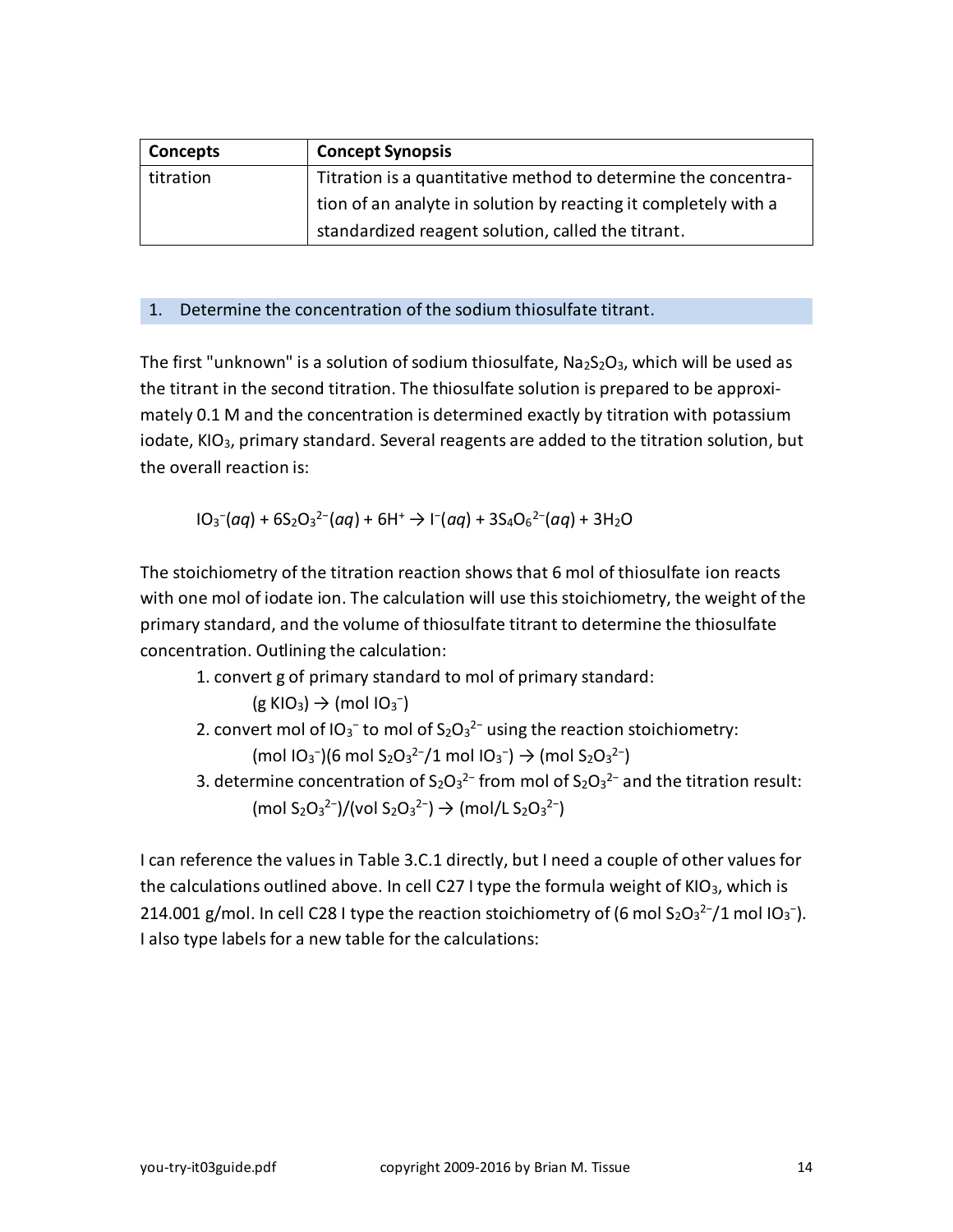| Concepts | Concept Synopsis |
|---|---|
| titration | Titration is a quantitative method to determine the concentration of an analyte in solution by reacting it completely with a standardized reagent solution, called the titrant. |

## 1. Determine the concentration of the sodium thiosulfate titrant.

The first "unknown" is a solution of sodium thiosulfate, $Na_2S_2O_3$, which will be used as the titrant in the second titration. The thiosulfate solution is prepared to be approximately 0.1 M and the concentration is determined exactly by titration with potassium iodate, $KIO_3$, primary standard. Several reagents are added to the titration solution, but the overall reaction is:

$$IO_3^-(aq) + 6S_2O_3^{2-}(aq) + 6H^+ \rightarrow I^-(aq) + 3S_4O_6^{2-}(aq) + 3H_2O$$

The stoichiometry of the titration reaction shows that 6 mol of thiosulfate ion reacts with one mol of iodate ion. The calculation will use this stoichiometry, the weight of the primary standard, and the volume of thiosulfate titrant to determine the thiosulfate concentration. Outlining the calculation:

1. convert g of primary standard to mol of primary standard:
   (g $KIO_3$) $\rightarrow$ (mol $IO_3^-$)
2. convert mol of $IO_3^-$ to mol of $S_2O_3^{2-}$ using the reaction stoichiometry:
   (mol $IO_3^-$)(6 mol $S_2O_3^{2-}$/1 mol $IO_3^-$) $\rightarrow$ (mol $S_2O_3^{2-}$)
3. determine concentration of $S_2O_3^{2-}$ from mol of $S_2O_3^{2-}$ and the titration result:
   (mol $S_2O_3^{2-}$)/(vol $S_2O_3^{2-}$) $\rightarrow$ (mol/L $S_2O_3^{2-}$)

I can reference the values in Table 3.C.1 directly, but I need a couple of other values for the calculations outlined above. In cell C27 I type the formula weight of $KIO_3$, which is 214.001 g/mol. In cell C28 I type the reaction stoichiometry of (6 mol $S_2O_3^{2-}$/1 mol $IO_3^-$). I also type labels for a new table for the calculations: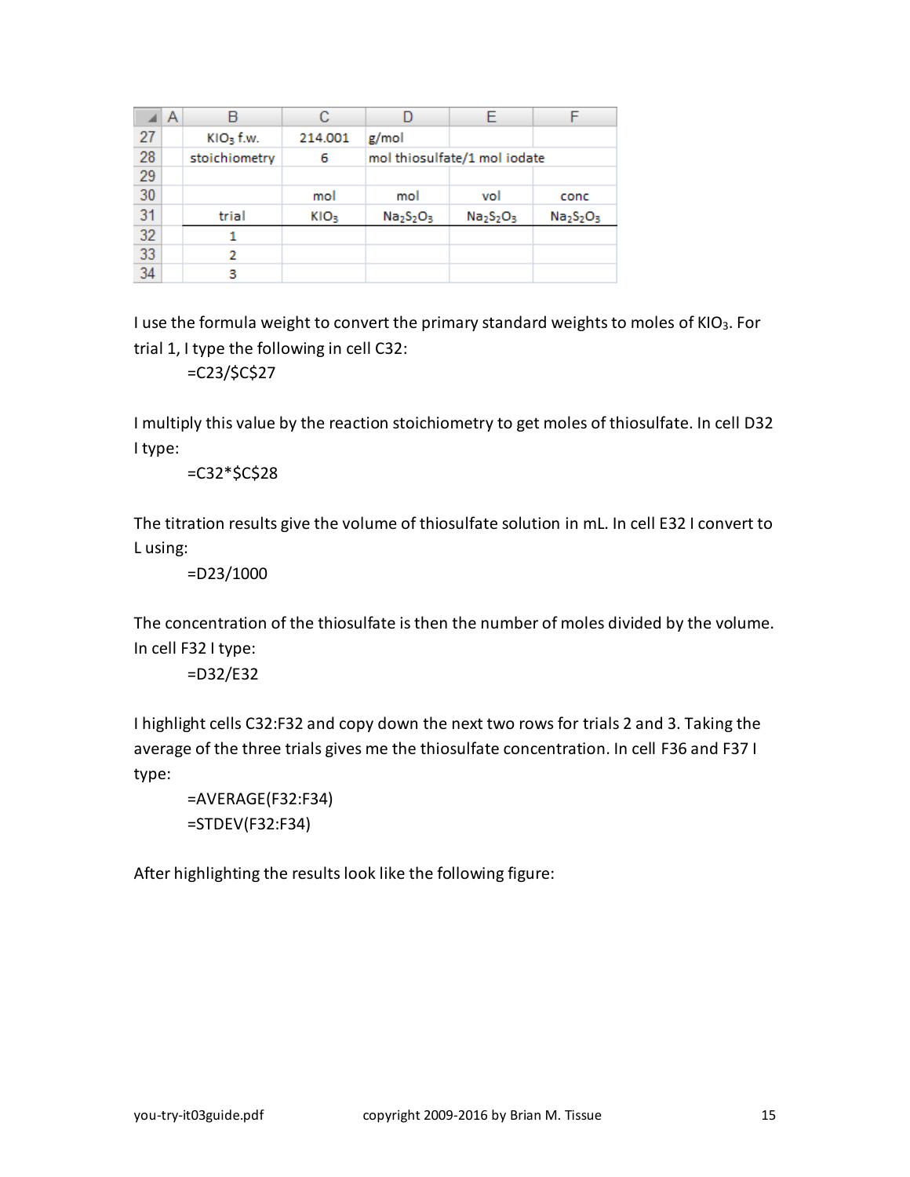| | A | B | C | D | E | F |
|---|---|---|---|---|---|---|
| 27 | | $KIO_3$ f.w. | 214.001 | g/mol | | |
| 28 | | stoichiometry | 6 | mol thiosulfate/1 mol iodate | | |
| 29 | | | | | | |
| 30 | | | mol | mol | vol | conc |
| 31 | | trial | $KIO_3$ | $Na_2S_2O_3$ | $Na_2S_2O_3$ | $Na_2S_2O_3$ |
| 32 | | 1 | | | | |
| 33 | | 2 | | | | |
| 34 | | 3 | | | | |

I use the formula weight to convert the primary standard weights to moles of $KIO_3$. For trial 1, I type the following in cell C32:

```
=C23/$C$27
```

I multiply this value by the reaction stoichiometry to get moles of thiosulfate. In cell D32 I type:

```
=C32*$C$28
```

The titration results give the volume of thiosulfate solution in mL. In cell E32 I convert to L using:

```
=D23/1000
```

The concentration of the thiosulfate is then the number of moles divided by the volume. In cell F32 I type:

```
=D32/E32
```

I highlight cells C32:F32 and copy down the next two rows for trials 2 and 3. Taking the average of the three trials gives me the thiosulfate concentration. In cell F36 and F37 I type:

```
=AVERAGE(F32:F34)
=STDEV(F32:F34)
```

After highlighting the results look like the following figure: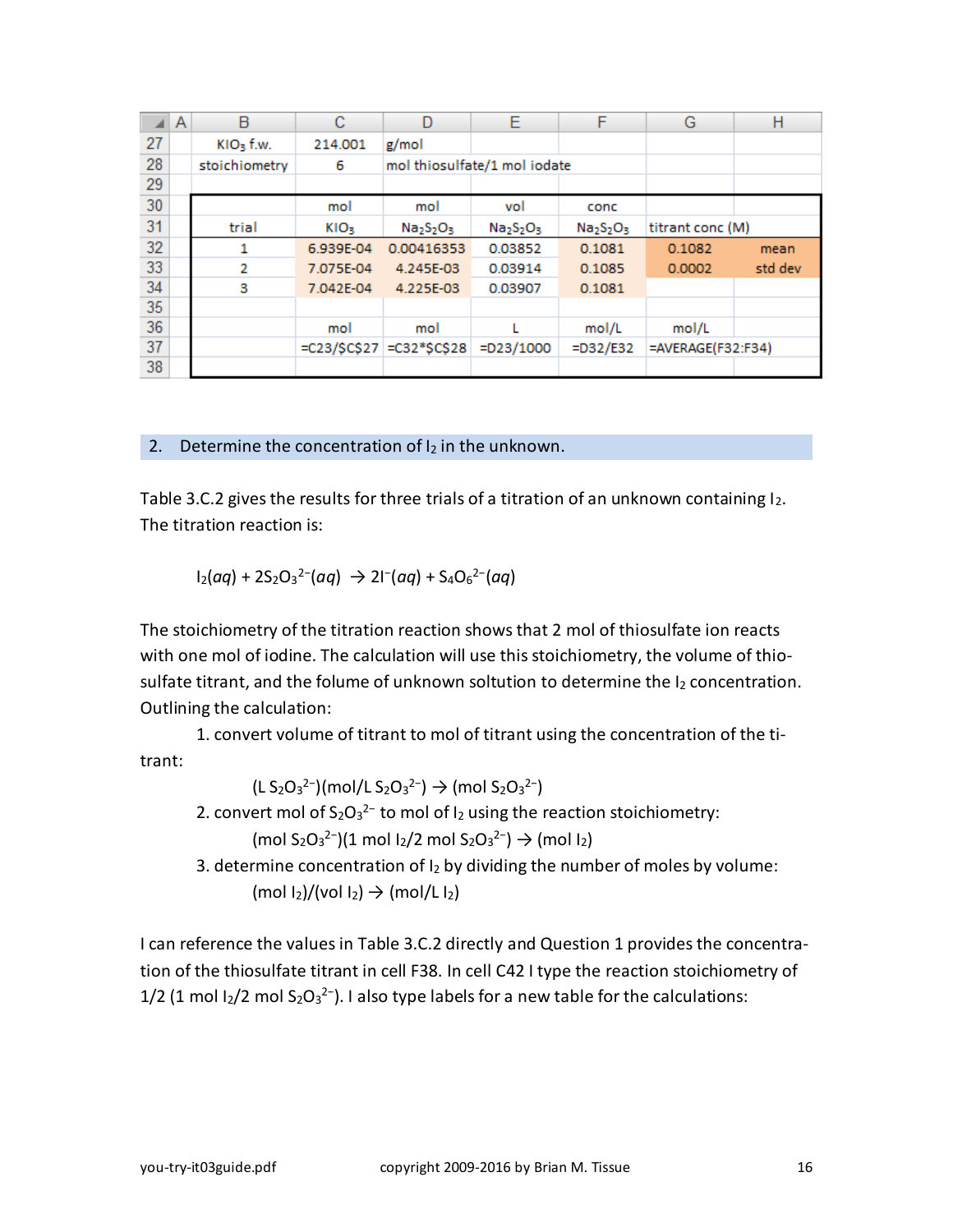|  | A | B | C | D | E | F | G | H |
|---|---|---|---|---|---|---|---|---|
| 27 |  | $KIO_3$ f.w. | 214.001 | g/mol |  |  |  |  |
| 28 |  | stoichiometry | 6 | mol thiosulfate/1 mol iodate |  |  |  |  |
| 29 |  |  |  |  |  |  |  |  |
| 30 |  |  | mol | mol | vol | conc |  |  |
| 31 |  | trial | $KIO_3$ | $Na_2S_2O_3$ | $Na_2S_2O_3$ | $Na_2S_2O_3$ | titrant conc (M) |  |
| 32 |  | 1 | 6.939E-04 | 0.00416353 | 0.03852 | 0.1081 | 0.1082 | mean |
| 33 |  | 2 | 7.075E-04 | 4.245E-03 | 0.03914 | 0.1085 | 0.0002 | std dev |
| 34 |  | 3 | 7.042E-04 | 4.225E-03 | 0.03907 | 0.1081 |  |  |
| 35 |  |  |  |  |  |  |  |  |
| 36 |  |  | mol | mol | L | mol/L | mol/L |  |
| 37 |  |  | =C23/$C$27 | =C32*$C$28 | =D23/1000 | =D32/E32 | =AVERAGE(F32:F34) |  |
| 38 |  |  |  |  |  |  |  |  |

## 2. Determine the concentration of $I_2$ in the unknown.

Table 3.C.2 gives the results for three trials of a titration of an unknown containing $I_2$. The titration reaction is:

$$I_2(aq) + 2S_2O_3^{2-}(aq) \rightarrow 2I^-(aq) + S_4O_6^{2-}(aq)$$

The stoichiometry of the titration reaction shows that 2 mol of thiosulfate ion reacts with one mol of iodine. The calculation will use this stoichiometry, the volume of thio-sulfate titrant, and the folume of unknown soltution to determine the $I_2$ concentration. Outlining the calculation:

1. convert volume of titrant to mol of titrant using the concentration of the titrant:

   $(L\ S_2O_3^{2-})(mol/L\ S_2O_3^{2-}) \rightarrow (mol\ S_2O_3^{2-})$

2. convert mol of $S_2O_3^{2-}$ to mol of $I_2$ using the reaction stoichiometry:

   $(mol\ S_2O_3^{2-})(1\ mol\ I_2/2\ mol\ S_2O_3^{2-}) \rightarrow (mol\ I_2)$

3. determine concentration of $I_2$ by dividing the number of moles by volume:

   $(mol\ I_2)/(vol\ I_2) \rightarrow (mol/L\ I_2)$

I can reference the values in Table 3.C.2 directly and Question 1 provides the concentration of the thiosulfate titrant in cell F38. In cell C42 I type the reaction stoichiometry of 1/2 (1 mol $I_2$/2 mol $S_2O_3^{2-}$). I also type labels for a new table for the calculations: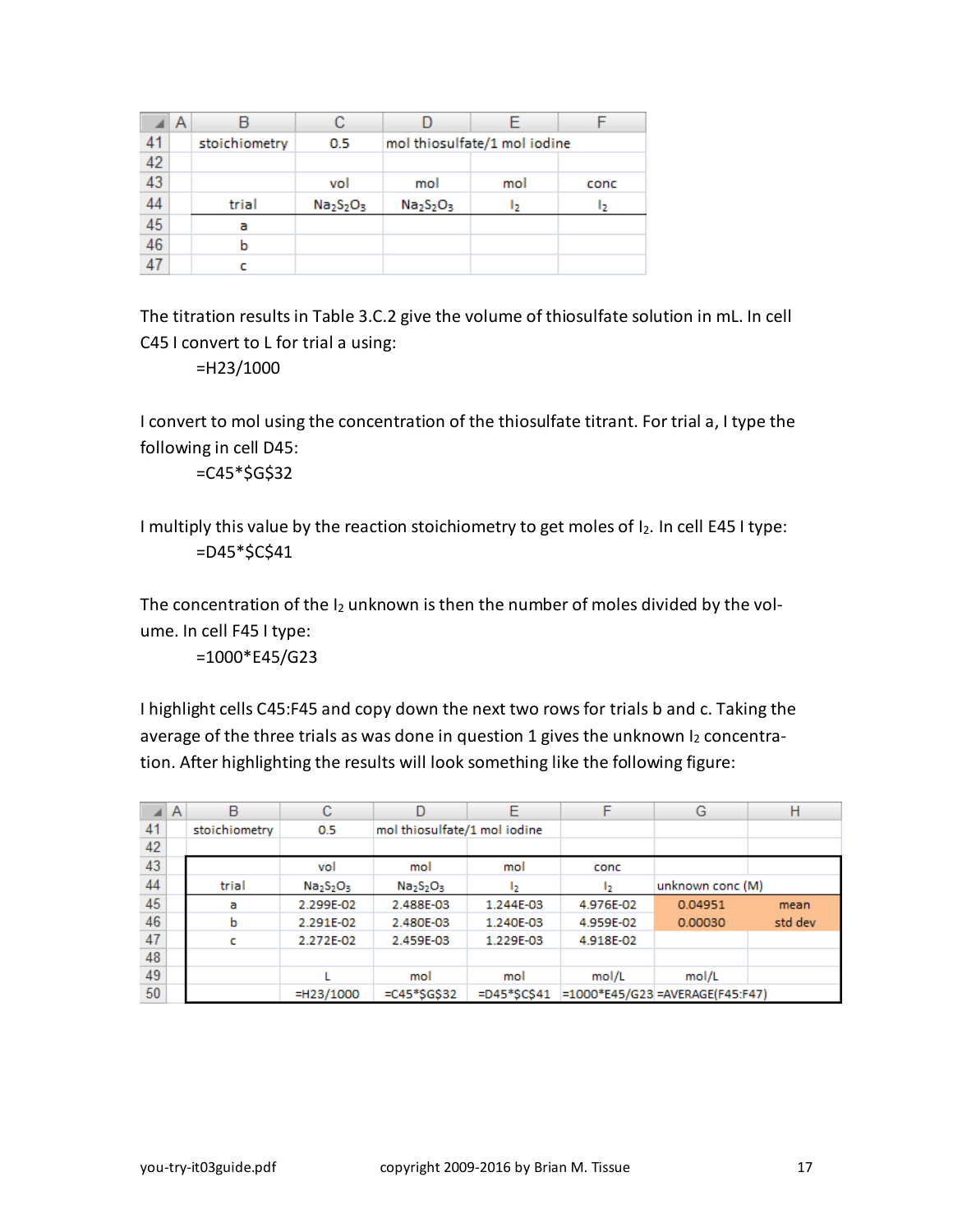| | A | B | C | D | E | F |
|---|---|---|---|---|---|---|
| 41 | | stoichiometry | 0.5 | mol thiosulfate/1 mol iodine | | |
| 42 | | | | | | |
| 43 | | | vol | mol | mol | conc |
| 44 | | trial | $Na_2S_2O_3$ | $Na_2S_2O_3$ | $I_2$ | $I_2$ |
| 45 | | a | | | | |
| 46 | | b | | | | |
| 47 | | c | | | | |

The titration results in Table 3.C.2 give the volume of thiosulfate solution in mL. In cell C45 I convert to L for trial a using:

```
=H23/1000
```

I convert to mol using the concentration of the thiosulfate titrant. For trial a, I type the following in cell D45:

```
=C45*$G$32
```

I multiply this value by the reaction stoichiometry to get moles of $I_2$. In cell E45 I type:

```
=D45*$C$41
```

The concentration of the $I_2$ unknown is then the number of moles divided by the volume. In cell F45 I type:

```
=1000*E45/G23
```

I highlight cells C45:F45 and copy down the next two rows for trials b and c. Taking the average of the three trials as was done in question 1 gives the unknown $I_2$ concentration. After highlighting the results will look something like the following figure:

| | A | B | C | D | E | F | G | H |
|---|---|---|---|---|---|---|---|---|
| 41 | | stoichiometry | 0.5 | mol thiosulfate/1 mol iodine | | | | |
| 42 | | | | | | | | |
| 43 | | | vol | mol | mol | conc | | |
| 44 | | trial | $Na_2S_2O_3$ | $Na_2S_2O_3$ | $I_2$ | $I_2$ | unknown conc (M) | |
| 45 | | a | 2.299E-02 | 2.488E-03 | 1.244E-03 | 4.976E-02 | 0.04951 | mean |
| 46 | | b | 2.291E-02 | 2.480E-03 | 1.240E-03 | 4.959E-02 | 0.00030 | std dev |
| 47 | | c | 2.272E-02 | 2.459E-03 | 1.229E-03 | 4.918E-02 | | |
| 48 | | | | | | | | |
| 49 | | | L | mol | mol | mol/L | mol/L | |
| 50 | | | =H23/1000 | =C45*$G$32 | =D45*$C$41 | =1000*E45/G23 | =AVERAGE(F45:F47) | |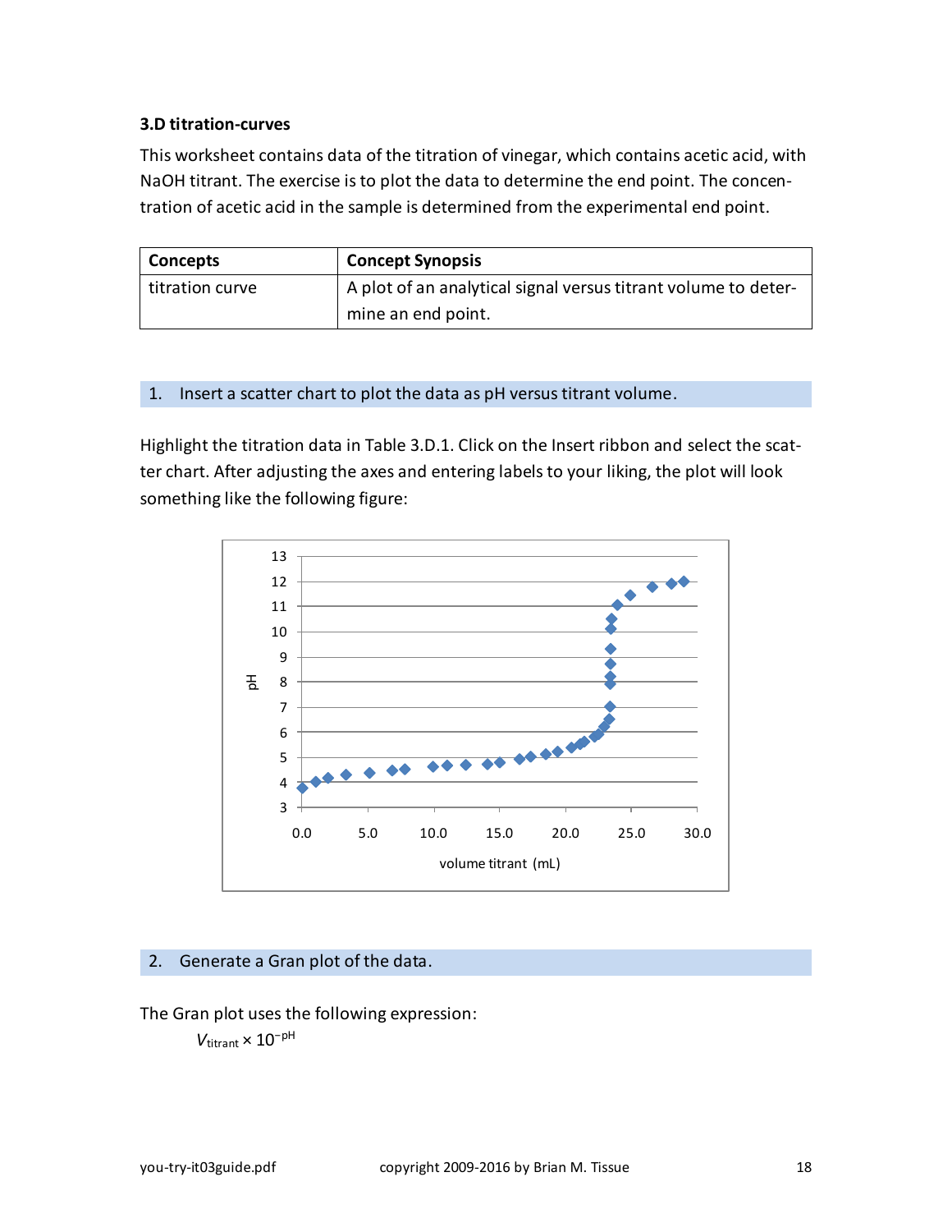### 3.D titration-curves

This worksheet contains data of the titration of vinegar, which contains acetic acid, with NaOH titrant. The exercise is to plot the data to determine the end point. The concentration of acetic acid in the sample is determined from the experimental end point.

| Concepts | Concept Synopsis |
| --- | --- |
| titration curve | A plot of an analytical signal versus titrant volume to determine an end point. |

#### 1. Insert a scatter chart to plot the data as pH versus titrant volume.

Highlight the titration data in Table 3.D.1. Click on the Insert ribbon and select the scatter chart. After adjusting the axes and entering labels to your liking, the plot will look something like the following figure:

#### 2. Generate a Gran plot of the data.

The Gran plot uses the following expression:

$V_{titrant} \times 10^{-pH}$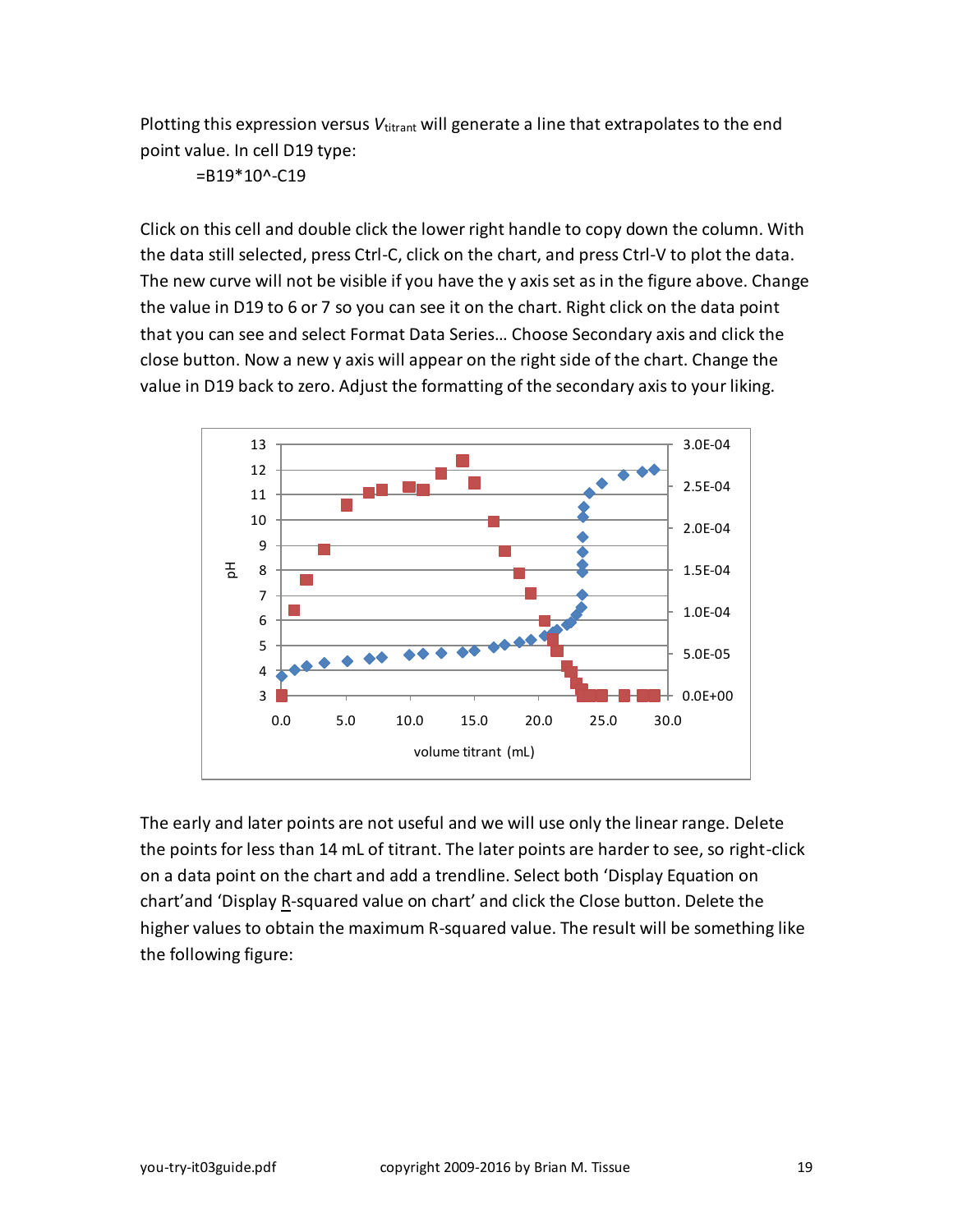Plotting this expression versus $V_{titrant}$ will generate a line that extrapolates to the end point value. In cell D19 type:

```
=B19*10^-C19
```

Click on this cell and double click the lower right handle to copy down the column. With the data still selected, press Ctrl-C, click on the chart, and press Ctrl-V to plot the data. The new curve will not be visible if you have the y axis set as in the figure above. Change the value in D19 to 6 or 7 so you can see it on the chart. Right click on the data point that you can see and select Format Data Series… Choose Secondary axis and click the close button. Now a new y axis will appear on the right side of the chart. Change the value in D19 back to zero. Adjust the formatting of the secondary axis to your liking.

The early and later points are not useful and we will use only the linear range. Delete the points for less than 14 mL of titrant. The later points are harder to see, so right-click on a data point on the chart and add a trendline. Select both 'Display Equation on chart' and 'Display R-squared value on chart' and click the Close button. Delete the higher values to obtain the maximum R-squared value. The result will be something like the following figure: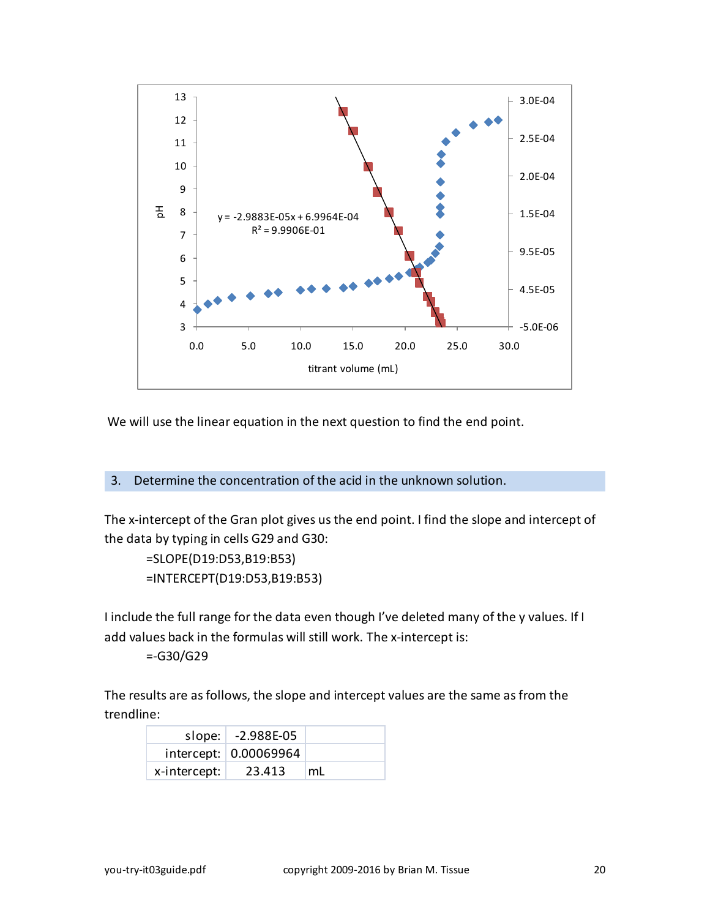We will use the linear equation in the next question to find the end point.

### 3. Determine the concentration of the acid in the unknown solution.

The x-intercept of the Gran plot gives us the end point. I find the slope and intercept of the data by typing in cells G29 and G30:

```
=SLOPE(D19:D53,B19:B53)
=INTERCEPT(D19:D53,B19:B53)
```

I include the full range for the data even though I've deleted many of the y values. If I add values back in the formulas will still work. The x-intercept is:

```
=-G30/G29
```

The results are as follows, the slope and intercept values are the same as from the trendline:

| | | |
|---|---|---|
| slope: | -2.988E-05 | |
| intercept: | 0.00069964 | |
| x-intercept: | 23.413 | mL |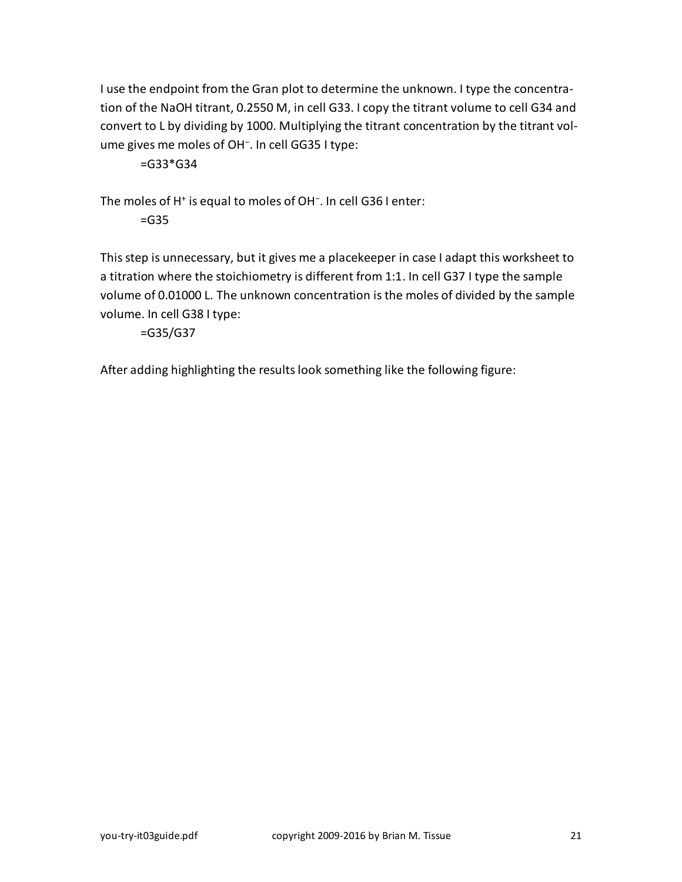I use the endpoint from the Gran plot to determine the unknown. I type the concentration of the NaOH titrant, 0.2550 M, in cell G33. I copy the titrant volume to cell G34 and convert to L by dividing by 1000. Multiplying the titrant concentration by the titrant volume gives me moles of $OH^-$. In cell GG35 I type:

```
=G33*G34
```

The moles of $H^+$ is equal to moles of $OH^-$. In cell G36 I enter:

```
=G35
```

This step is unnecessary, but it gives me a placekeeper in case I adapt this worksheet to a titration where the stoichiometry is different from 1:1. In cell G37 I type the sample volume of 0.01000 L. The unknown concentration is the moles of divided by the sample volume. In cell G38 I type:

```
=G35/G37
```

After adding highlighting the results look something like the following figure: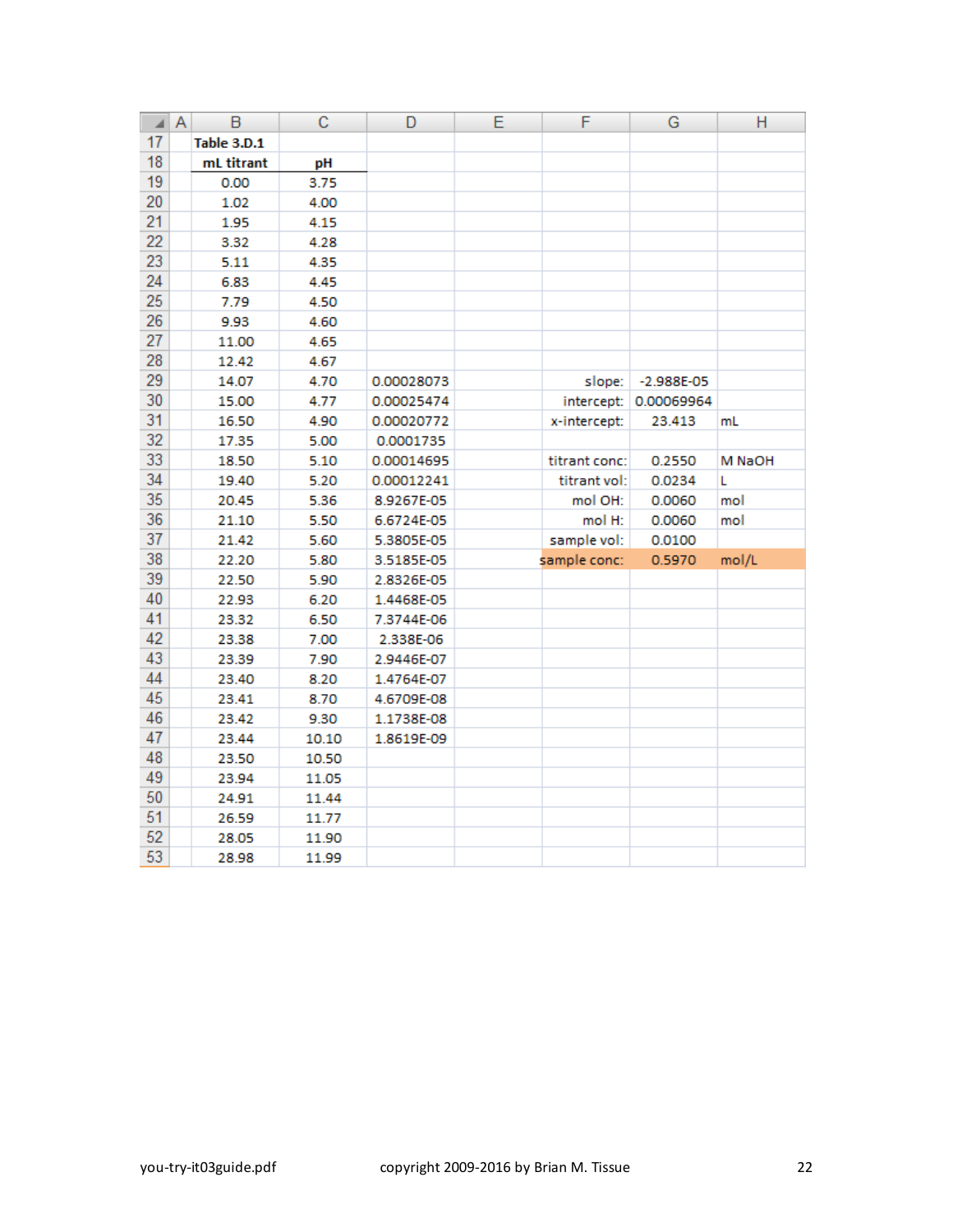| | A | B | C | D | E | F | G | H |
|---|---|---|---|---|---|---|---|---|
| 17 | | **Table 3.D.1** | | | | | | |
| 18 | | **mL titrant** | **pH** | | | | | |
| 19 | | 0.00 | 3.75 | | | | | |
| 20 | | 1.02 | 4.00 | | | | | |
| 21 | | 1.95 | 4.15 | | | | | |
| 22 | | 3.32 | 4.28 | | | | | |
| 23 | | 5.11 | 4.35 | | | | | |
| 24 | | 6.83 | 4.45 | | | | | |
| 25 | | 7.79 | 4.50 | | | | | |
| 26 | | 9.93 | 4.60 | | | | | |
| 27 | | 11.00 | 4.65 | | | | | |
| 28 | | 12.42 | 4.67 | | | | | |
| 29 | | 14.07 | 4.70 | 0.00028073 | | slope: | -2.988E-05 | |
| 30 | | 15.00 | 4.77 | 0.00025474 | | intercept: | 0.00069964 | |
| 31 | | 16.50 | 4.90 | 0.00020772 | | x-intercept: | 23.413 | mL |
| 32 | | 17.35 | 5.00 | 0.0001735 | | | | |
| 33 | | 18.50 | 5.10 | 0.00014695 | | titrant conc: | 0.2550 | M NaOH |
| 34 | | 19.40 | 5.20 | 0.00012241 | | titrant vol: | 0.0234 | L |
| 35 | | 20.45 | 5.36 | 8.9267E-05 | | mol OH: | 0.0060 | mol |
| 36 | | 21.10 | 5.50 | 6.6724E-05 | | mol H: | 0.0060 | mol |
| 37 | | 21.42 | 5.60 | 5.3805E-05 | | sample vol: | 0.0100 | |
| 38 | | 22.20 | 5.80 | 3.5185E-05 | | sample conc: | 0.5970 | mol/L |
| 39 | | 22.50 | 5.90 | 2.8326E-05 | | | | |
| 40 | | 22.93 | 6.20 | 1.4468E-05 | | | | |
| 41 | | 23.32 | 6.50 | 7.3744E-06 | | | | |
| 42 | | 23.38 | 7.00 | 2.338E-06 | | | | |
| 43 | | 23.39 | 7.90 | 2.9446E-07 | | | | |
| 44 | | 23.40 | 8.20 | 1.4764E-07 | | | | |
| 45 | | 23.41 | 8.70 | 4.6709E-08 | | | | |
| 46 | | 23.42 | 9.30 | 1.1738E-08 | | | | |
| 47 | | 23.44 | 10.10 | 1.8619E-09 | | | | |
| 48 | | 23.50 | 10.50 | | | | | |
| 49 | | 23.94 | 11.05 | | | | | |
| 50 | | 24.91 | 11.44 | | | | | |
| 51 | | 26.59 | 11.77 | | | | | |
| 52 | | 28.05 | 11.90 | | | | | |
| 53 | | 28.98 | 11.99 | | | | | |

you-try-it03guide.pdf copyright 2009-2016 by Brian M. Tissue